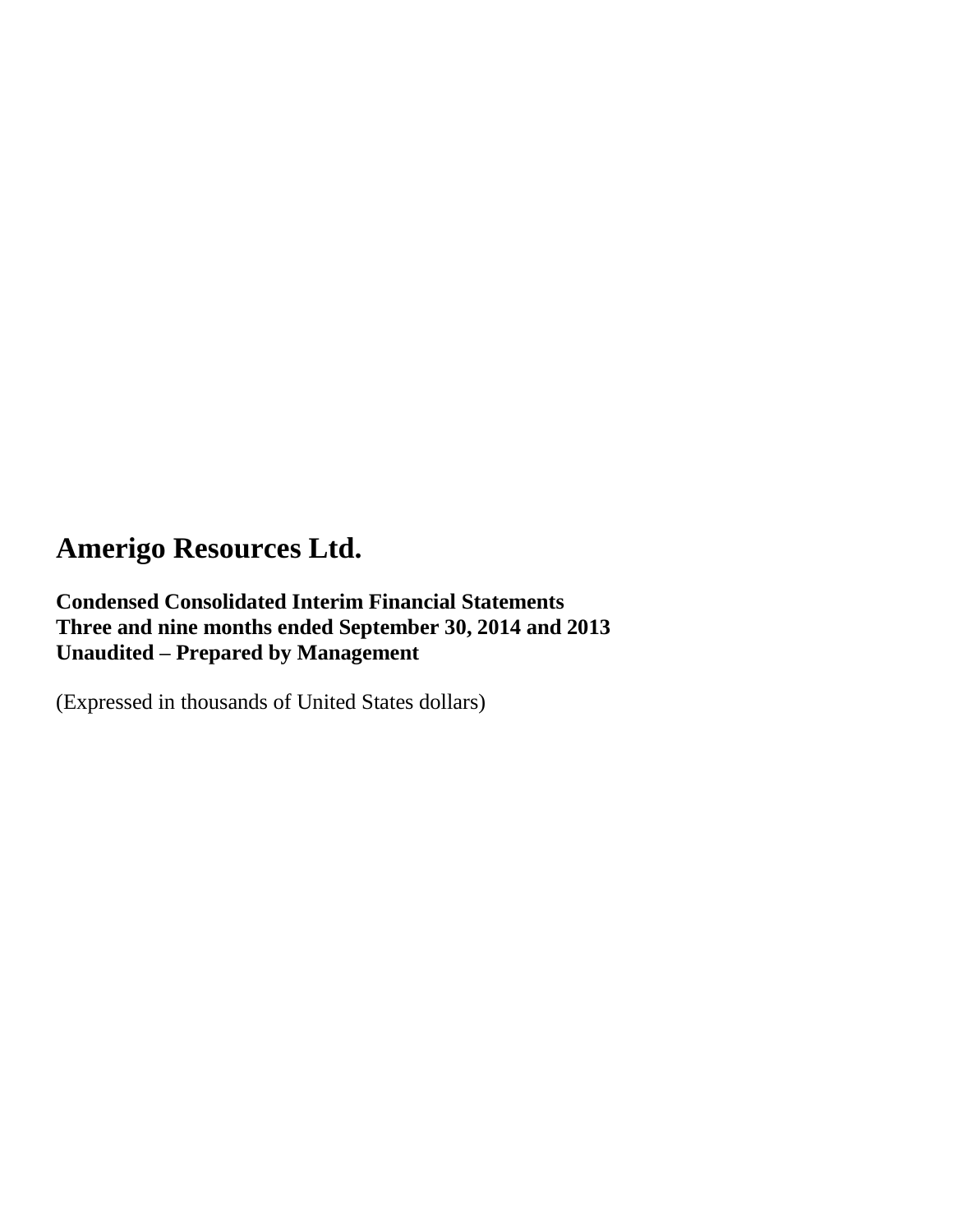# Amerigo Resources Ltd.

**Condensed Consolidated Interim Financial Statements**
**Three and nine months ended September 30, 2014 and 2013**
**Unaudited – Prepared by Management**

(Expressed in thousands of United States dollars)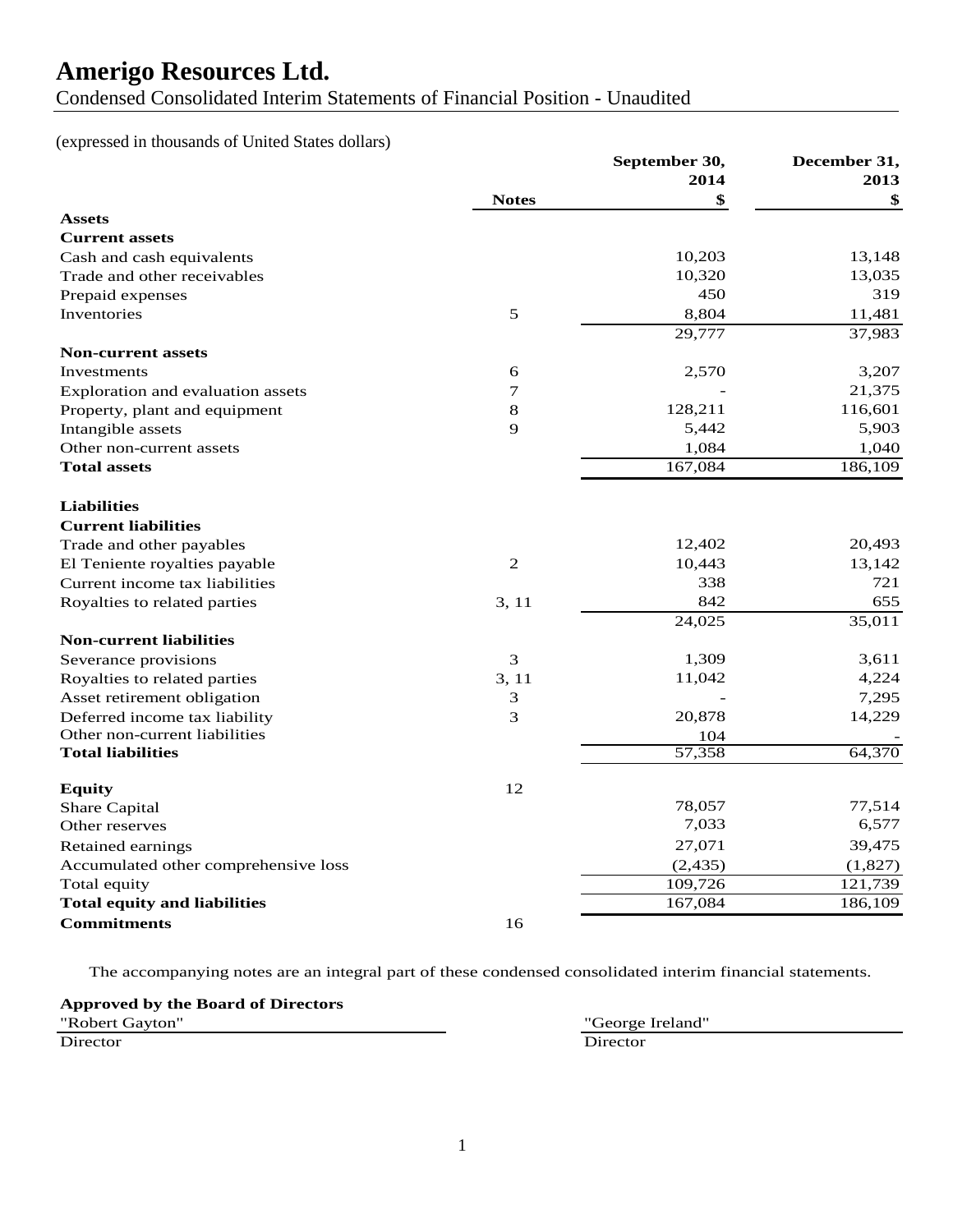# Amerigo Resources Ltd.

Condensed Consolidated Interim Statements of Financial Position - Unaudited

(expressed in thousands of United States dollars)

| | Notes | September 30, 2014 $ | December 31, 2013 $ |
|---|---|---|---|
| **Assets** | | | |
| **Current assets** | | | |
| Cash and cash equivalents | | 10,203 | 13,148 |
| Trade and other receivables | | 10,320 | 13,035 |
| Prepaid expenses | | 450 | 319 |
| Inventories | 5 | 8,804 | 11,481 |
| | | 29,777 | 37,983 |
| **Non-current assets** | | | |
| Investments | 6 | 2,570 | 3,207 |
| Exploration and evaluation assets | 7 | - | 21,375 |
| Property, plant and equipment | 8 | 128,211 | 116,601 |
| Intangible assets | 9 | 5,442 | 5,903 |
| Other non-current assets | | 1,084 | 1,040 |
| **Total assets** | | 167,084 | 186,109 |
| | | | |
| **Liabilities** | | | |
| **Current liabilities** | | | |
| Trade and other payables | | 12,402 | 20,493 |
| El Teniente royalties payable | 2 | 10,443 | 13,142 |
| Current income tax liabilities | | 338 | 721 |
| Royalties to related parties | 3, 11 | 842 | 655 |
| | | 24,025 | 35,011 |
| **Non-current liabilities** | | | |
| Severance provisions | 3 | 1,309 | 3,611 |
| Royalties to related parties | 3, 11 | 11,042 | 4,224 |
| Asset retirement obligation | 3 | - | 7,295 |
| Deferred income tax liability | 3 | 20,878 | 14,229 |
| Other non-current liabilities | | 104 | - |
| **Total liabilities** | | 57,358 | 64,370 |
| | | | |
| **Equity** | 12 | | |
| Share Capital | | 78,057 | 77,514 |
| Other reserves | | 7,033 | 6,577 |
| Retained earnings | | 27,071 | 39,475 |
| Accumulated other comprehensive loss | | (2,435) | (1,827) |
| Total equity | | 109,726 | 121,739 |
| **Total equity and liabilities** | | 167,084 | 186,109 |
| **Commitments** | 16 | | |

The accompanying notes are an integral part of these condensed consolidated interim financial statements.

**Approved by the Board of Directors**

"Robert Gayton"
Director

"George Ireland"
Director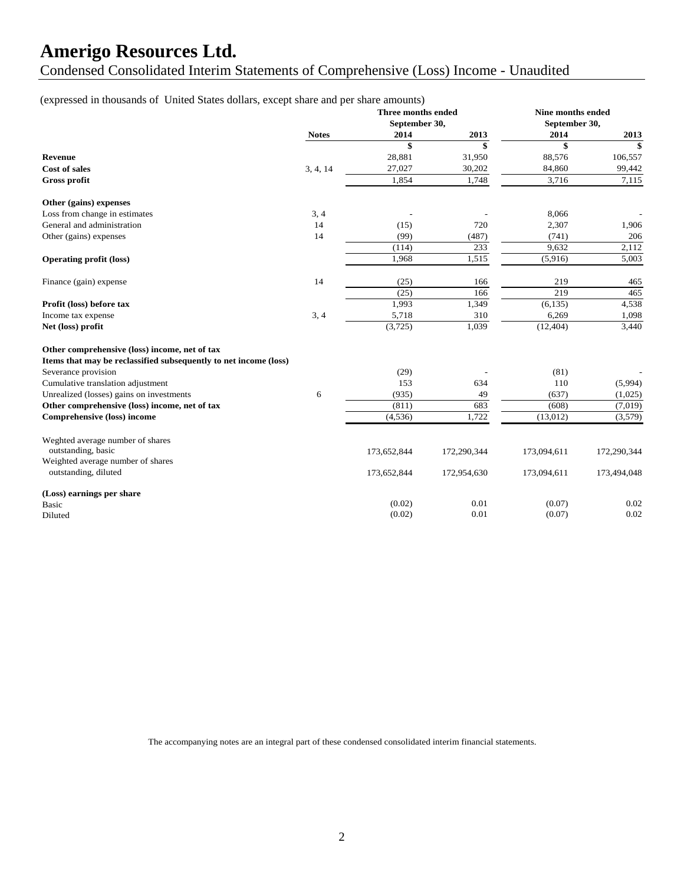# Amerigo Resources Ltd.

## Condensed Consolidated Interim Statements of Comprehensive (Loss) Income - Unaudited

(expressed in thousands of United States dollars, except share and per share amounts)

| | Notes | Three months ended September 30, 2014 | Three months ended September 30, 2013 | Nine months ended September 30, 2014 | Nine months ended September 30, 2013 |
|---|---|---|---|---|---|
| | | $ | $ | $ | $ |
| **Revenue** | | 28,881 | 31,950 | 88,576 | 106,557 |
| **Cost of sales** | 3, 4, 14 | 27,027 | 30,202 | 84,860 | 99,442 |
| **Gross profit** | | 1,854 | 1,748 | 3,716 | 7,115 |
| **Other (gains) expenses** | | | | | |
| Loss from change in estimates | 3, 4 | - | - | 8,066 | - |
| General and administration | 14 | (15) | 720 | 2,307 | 1,906 |
| Other (gains) expenses | 14 | (99) | (487) | (741) | 206 |
| | | (114) | 233 | 9,632 | 2,112 |
| **Operating profit (loss)** | | 1,968 | 1,515 | (5,916) | 5,003 |
| Finance (gain) expense | 14 | (25) | 166 | 219 | 465 |
| | | (25) | 166 | 219 | 465 |
| **Profit (loss) before tax** | | 1,993 | 1,349 | (6,135) | 4,538 |
| Income tax expense | 3, 4 | 5,718 | 310 | 6,269 | 1,098 |
| **Net (loss) profit** | | (3,725) | 1,039 | (12,404) | 3,440 |
| **Other comprehensive (loss) income, net of tax** | | | | | |
| **Items that may be reclassified subsequently to net income (loss)** | | | | | |
| Severance provision | | (29) | - | (81) | - |
| Cumulative translation adjustment | | 153 | 634 | 110 | (5,994) |
| Unrealized (losses) gains on investments | 6 | (935) | 49 | (637) | (1,025) |
| **Other comprehensive (loss) income, net of tax** | | (811) | 683 | (608) | (7,019) |
| **Comprehensive (loss) income** | | (4,536) | 1,722 | (13,012) | (3,579) |
| Weghted average number of shares outstanding, basic | | 173,652,844 | 172,290,344 | 173,094,611 | 172,290,344 |
| Weighted average number of shares outstanding, diluted | | 173,652,844 | 172,954,630 | 173,094,611 | 173,494,048 |
| **(Loss) earnings per share** | | | | | |
| Basic | | (0.02) | 0.01 | (0.07) | 0.02 |
| Diluted | | (0.02) | 0.01 | (0.07) | 0.02 |

The accompanying notes are an integral part of these condensed consolidated interim financial statements.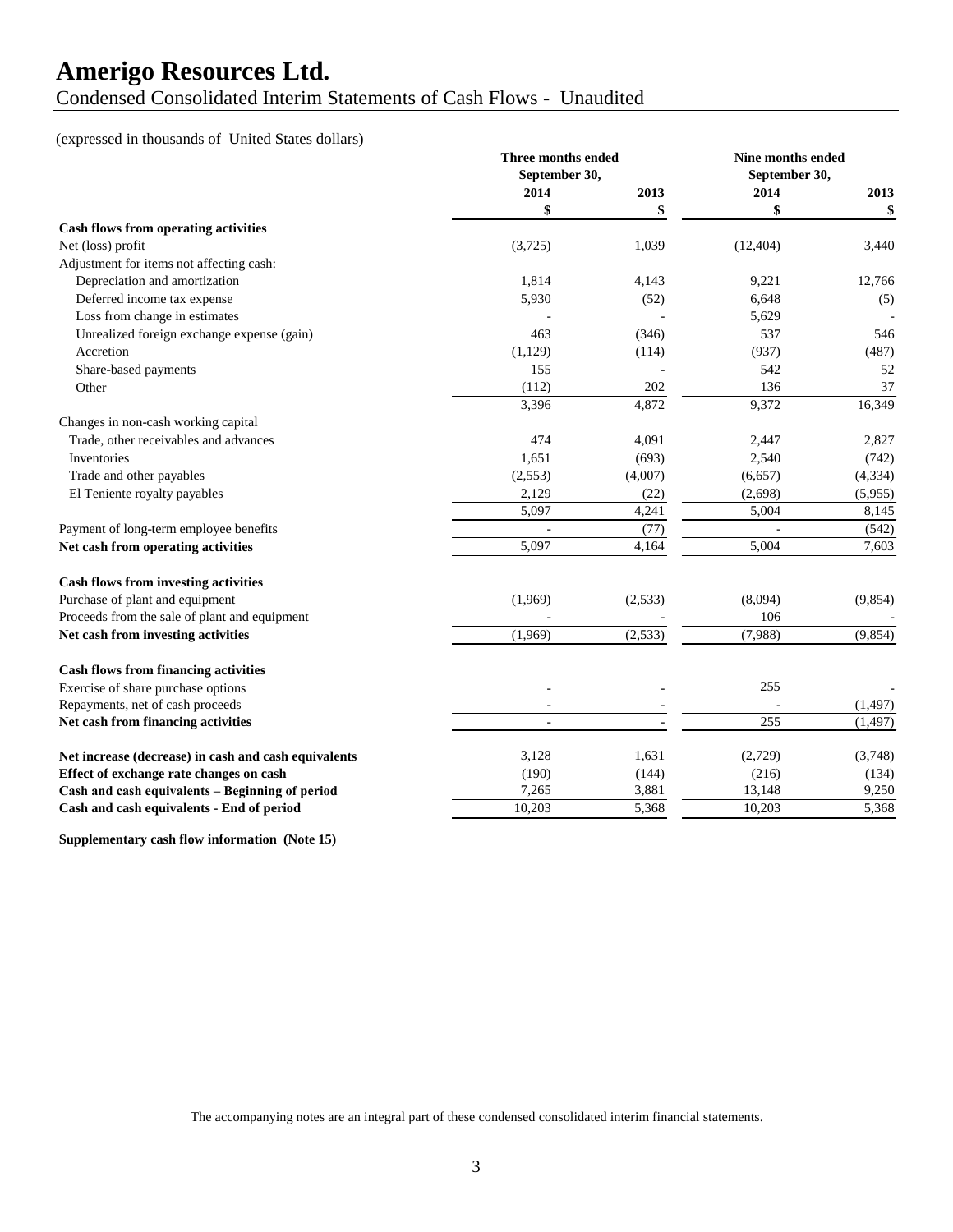# Amerigo Resources Ltd.

Condensed Consolidated Interim Statements of Cash Flows - Unaudited

(expressed in thousands of United States dollars)

| | Three months ended September 30, | | Nine months ended September 30, | |
|---|---|---|---|---|
| | 2014 | 2013 | 2014 | 2013 |
| | $ | $ | $ | $ |
| **Cash flows from operating activities** | | | | |
| Net (loss) profit | (3,725) | 1,039 | (12,404) | 3,440 |
| Adjustment for items not affecting cash: | | | | |
| Depreciation and amortization | 1,814 | 4,143 | 9,221 | 12,766 |
| Deferred income tax expense | 5,930 | (52) | 6,648 | (5) |
| Loss from change in estimates | - | - | 5,629 | - |
| Unrealized foreign exchange expense (gain) | 463 | (346) | 537 | 546 |
| Accretion | (1,129) | (114) | (937) | (487) |
| Share-based payments | 155 | - | 542 | 52 |
| Other | (112) | 202 | 136 | 37 |
| | 3,396 | 4,872 | 9,372 | 16,349 |
| Changes in non-cash working capital | | | | |
| Trade, other receivables and advances | 474 | 4,091 | 2,447 | 2,827 |
| Inventories | 1,651 | (693) | 2,540 | (742) |
| Trade and other payables | (2,553) | (4,007) | (6,657) | (4,334) |
| El Teniente royalty payables | 2,129 | (22) | (2,698) | (5,955) |
| | 5,097 | 4,241 | 5,004 | 8,145 |
| Payment of long-term employee benefits | - | (77) | - | (542) |
| **Net cash from operating activities** | 5,097 | 4,164 | 5,004 | 7,603 |
| **Cash flows from investing activities** | | | | |
| Purchase of plant and equipment | (1,969) | (2,533) | (8,094) | (9,854) |
| Proceeds from the sale of plant and equipment | - | - | 106 | - |
| **Net cash from investing activities** | (1,969) | (2,533) | (7,988) | (9,854) |
| **Cash flows from financing activities** | | | | |
| Exercise of share purchase options | - | - | 255 | - |
| Repayments, net of cash proceeds | - | - | - | (1,497) |
| **Net cash from financing activities** | - | - | 255 | (1,497) |
| **Net increase (decrease) in cash and cash equivalents** | 3,128 | 1,631 | (2,729) | (3,748) |
| **Effect of exchange rate changes on cash** | (190) | (144) | (216) | (134) |
| **Cash and cash equivalents – Beginning of period** | 7,265 | 3,881 | 13,148 | 9,250 |
| **Cash and cash equivalents - End of period** | 10,203 | 5,368 | 10,203 | 5,368 |

**Supplementary cash flow information (Note 15)**

The accompanying notes are an integral part of these condensed consolidated interim financial statements.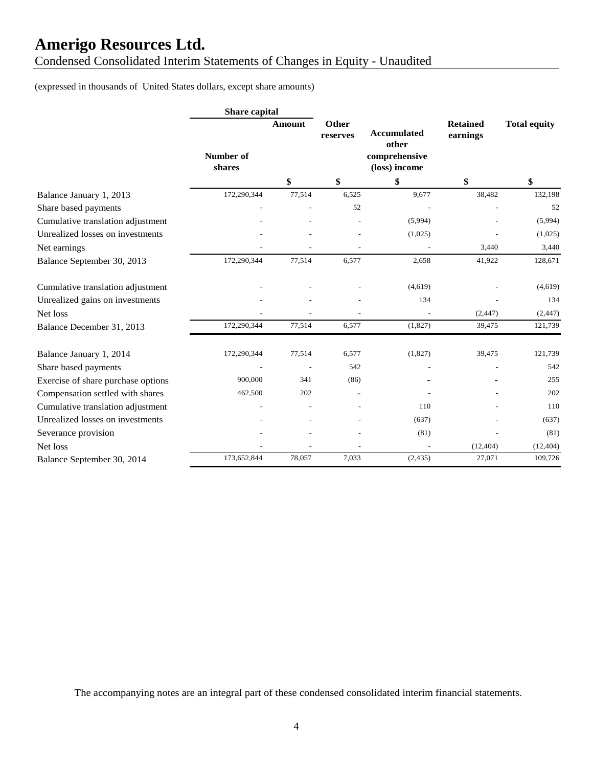# Amerigo Resources Ltd.

Condensed Consolidated Interim Statements of Changes in Equity - Unaudited

(expressed in thousands of United States dollars, except share amounts)

| | Share capital | | | | | |
|---|---|---|---|---|---|---|
| | Number of shares | Amount | Other reserves | Accumulated other comprehensive (loss) income | Retained earnings | Total equity |
| | | $ | $ | $ | $ | $ |
| Balance January 1, 2013 | 172,290,344 | 77,514 | 6,525 | 9,677 | 38,482 | 132,198 |
| Share based payments | - | - | 52 | - | - | 52 |
| Cumulative translation adjustment | - | - | - | (5,994) | - | (5,994) |
| Unrealized losses on investments | - | - | - | (1,025) | - | (1,025) |
| Net earnings | - | - | - | - | 3,440 | 3,440 |
| Balance September 30, 2013 | 172,290,344 | 77,514 | 6,577 | 2,658 | 41,922 | 128,671 |
| Cumulative translation adjustment | - | - | - | (4,619) | - | (4,619) |
| Unrealized gains on investments | - | - | - | 134 | - | 134 |
| Net loss | - | - | - | - | (2,447) | (2,447) |
| Balance December 31, 2013 | 172,290,344 | 77,514 | 6,577 | (1,827) | 39,475 | 121,739 |
| Balance January 1, 2014 | 172,290,344 | 77,514 | 6,577 | (1,827) | 39,475 | 121,739 |
| Share based payments | - | - | 542 | - | - | 542 |
| Exercise of share purchase options | 900,000 | 341 | (86) | - | - | 255 |
| Compensation settled with shares | 462,500 | 202 | - | - | - | 202 |
| Cumulative translation adjustment | - | - | - | 110 | - | 110 |
| Unrealized losses on investments | - | - | - | (637) | - | (637) |
| Severance provision | - | - | - | (81) | - | (81) |
| Net loss | - | - | - | - | (12,404) | (12,404) |
| Balance September 30, 2014 | 173,652,844 | 78,057 | 7,033 | (2,435) | 27,071 | 109,726 |

The accompanying notes are an integral part of these condensed consolidated interim financial statements.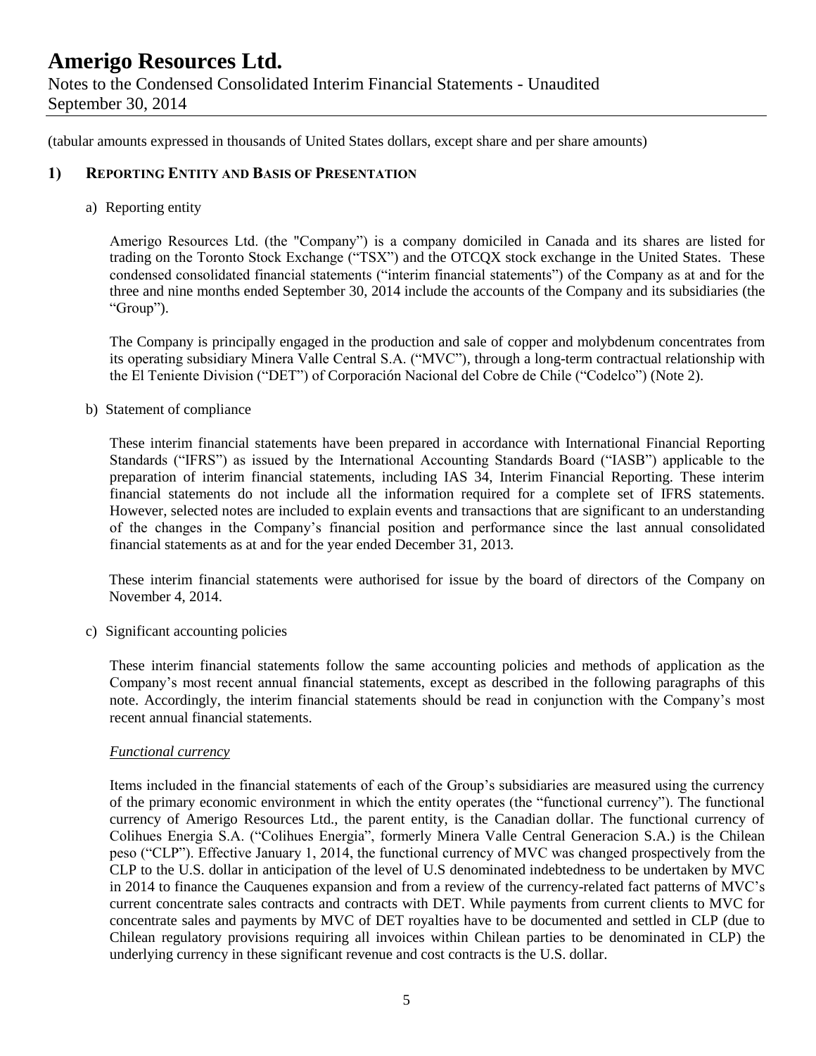(tabular amounts expressed in thousands of United States dollars, except share and per share amounts)

## 1) REPORTING ENTITY AND BASIS OF PRESENTATION

a) Reporting entity

Amerigo Resources Ltd. (the "Company") is a company domiciled in Canada and its shares are listed for trading on the Toronto Stock Exchange ("TSX") and the OTCQX stock exchange in the United States. These condensed consolidated financial statements ("interim financial statements") of the Company as at and for the three and nine months ended September 30, 2014 include the accounts of the Company and its subsidiaries (the "Group").

The Company is principally engaged in the production and sale of copper and molybdenum concentrates from its operating subsidiary Minera Valle Central S.A. ("MVC"), through a long-term contractual relationship with the El Teniente Division ("DET") of Corporación Nacional del Cobre de Chile ("Codelco") (Note 2).

b) Statement of compliance

These interim financial statements have been prepared in accordance with International Financial Reporting Standards ("IFRS") as issued by the International Accounting Standards Board ("IASB") applicable to the preparation of interim financial statements, including IAS 34, Interim Financial Reporting. These interim financial statements do not include all the information required for a complete set of IFRS statements. However, selected notes are included to explain events and transactions that are significant to an understanding of the changes in the Company's financial position and performance since the last annual consolidated financial statements as at and for the year ended December 31, 2013.

These interim financial statements were authorised for issue by the board of directors of the Company on November 4, 2014.

c) Significant accounting policies

These interim financial statements follow the same accounting policies and methods of application as the Company's most recent annual financial statements, except as described in the following paragraphs of this note. Accordingly, the interim financial statements should be read in conjunction with the Company's most recent annual financial statements.

*Functional currency*

Items included in the financial statements of each of the Group's subsidiaries are measured using the currency of the primary economic environment in which the entity operates (the "functional currency"). The functional currency of Amerigo Resources Ltd., the parent entity, is the Canadian dollar. The functional currency of Colihues Energia S.A. ("Colihues Energia", formerly Minera Valle Central Generacion S.A.) is the Chilean peso ("CLP"). Effective January 1, 2014, the functional currency of MVC was changed prospectively from the CLP to the U.S. dollar in anticipation of the level of U.S denominated indebtedness to be undertaken by MVC in 2014 to finance the Cauquenes expansion and from a review of the currency-related fact patterns of MVC's current concentrate sales contracts and contracts with DET. While payments from current clients to MVC for concentrate sales and payments by MVC of DET royalties have to be documented and settled in CLP (due to Chilean regulatory provisions requiring all invoices within Chilean parties to be denominated in CLP) the underlying currency in these significant revenue and cost contracts is the U.S. dollar.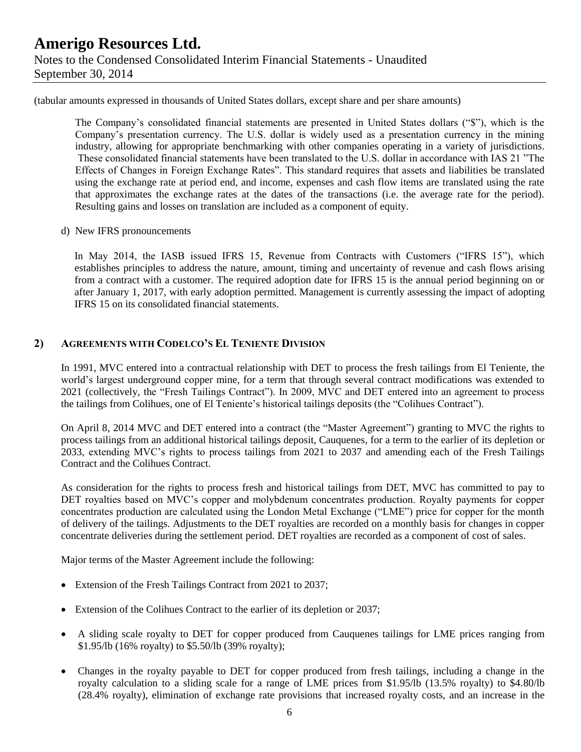(tabular amounts expressed in thousands of United States dollars, except share and per share amounts)

The Company's consolidated financial statements are presented in United States dollars ("$"), which is the Company's presentation currency. The U.S. dollar is widely used as a presentation currency in the mining industry, allowing for appropriate benchmarking with other companies operating in a variety of jurisdictions. These consolidated financial statements have been translated to the U.S. dollar in accordance with IAS 21 "The Effects of Changes in Foreign Exchange Rates". This standard requires that assets and liabilities be translated using the exchange rate at period end, and income, expenses and cash flow items are translated using the rate that approximates the exchange rates at the dates of the transactions (i.e. the average rate for the period). Resulting gains and losses on translation are included as a component of equity.

d) New IFRS pronouncements

In May 2014, the IASB issued IFRS 15, Revenue from Contracts with Customers ("IFRS 15"), which establishes principles to address the nature, amount, timing and uncertainty of revenue and cash flows arising from a contract with a customer. The required adoption date for IFRS 15 is the annual period beginning on or after January 1, 2017, with early adoption permitted. Management is currently assessing the impact of adopting IFRS 15 on its consolidated financial statements.

## 2) AGREEMENTS WITH CODELCO'S EL TENIENTE DIVISION

In 1991, MVC entered into a contractual relationship with DET to process the fresh tailings from El Teniente, the world's largest underground copper mine, for a term that through several contract modifications was extended to 2021 (collectively, the "Fresh Tailings Contract"). In 2009, MVC and DET entered into an agreement to process the tailings from Colihues, one of El Teniente's historical tailings deposits (the "Colihues Contract").

On April 8, 2014 MVC and DET entered into a contract (the "Master Agreement") granting to MVC the rights to process tailings from an additional historical tailings deposit, Cauquenes, for a term to the earlier of its depletion or 2033, extending MVC's rights to process tailings from 2021 to 2037 and amending each of the Fresh Tailings Contract and the Colihues Contract.

As consideration for the rights to process fresh and historical tailings from DET, MVC has committed to pay to DET royalties based on MVC's copper and molybdenum concentrates production. Royalty payments for copper concentrates production are calculated using the London Metal Exchange ("LME") price for copper for the month of delivery of the tailings. Adjustments to the DET royalties are recorded on a monthly basis for changes in copper concentrate deliveries during the settlement period. DET royalties are recorded as a component of cost of sales.

Major terms of the Master Agreement include the following:

- Extension of the Fresh Tailings Contract from 2021 to 2037;
- Extension of the Colihues Contract to the earlier of its depletion or 2037;
- A sliding scale royalty to DET for copper produced from Cauquenes tailings for LME prices ranging from $1.95/lb (16% royalty) to $5.50/lb (39% royalty);
- Changes in the royalty payable to DET for copper produced from fresh tailings, including a change in the royalty calculation to a sliding scale for a range of LME prices from $1.95/lb (13.5% royalty) to $4.80/lb (28.4% royalty), elimination of exchange rate provisions that increased royalty costs, and an increase in the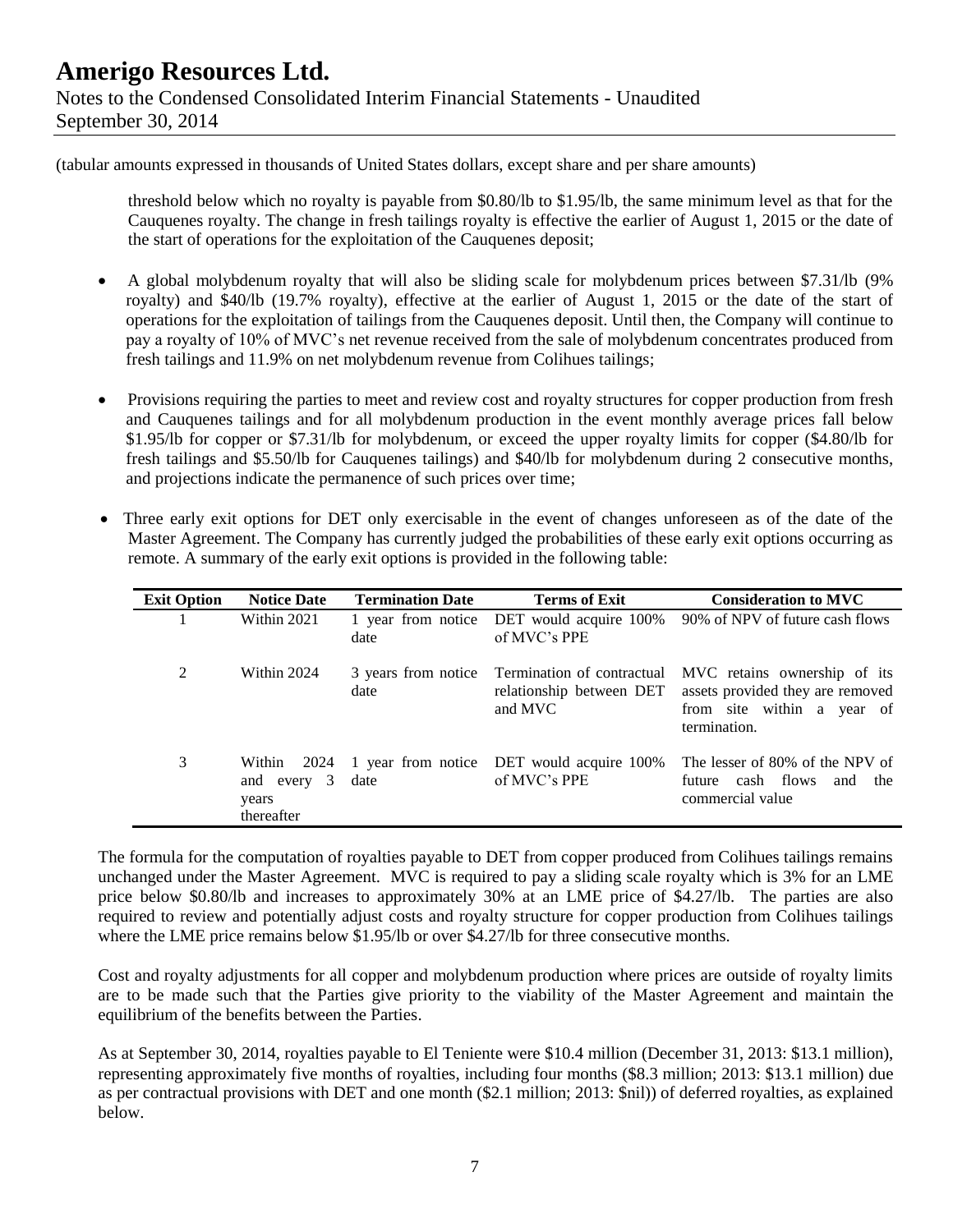(tabular amounts expressed in thousands of United States dollars, except share and per share amounts)

threshold below which no royalty is payable from \$0.80/lb to \$1.95/lb, the same minimum level as that for the Cauquenes royalty. The change in fresh tailings royalty is effective the earlier of August 1, 2015 or the date of the start of operations for the exploitation of the Cauquenes deposit;

- A global molybdenum royalty that will also be sliding scale for molybdenum prices between \$7.31/lb (9% royalty) and \$40/lb (19.7% royalty), effective at the earlier of August 1, 2015 or the date of the start of operations for the exploitation of tailings from the Cauquenes deposit. Until then, the Company will continue to pay a royalty of 10% of MVC's net revenue received from the sale of molybdenum concentrates produced from fresh tailings and 11.9% on net molybdenum revenue from Colihues tailings;

- Provisions requiring the parties to meet and review cost and royalty structures for copper production from fresh and Cauquenes tailings and for all molybdenum production in the event monthly average prices fall below \$1.95/lb for copper or \$7.31/lb for molybdenum, or exceed the upper royalty limits for copper (\$4.80/lb for fresh tailings and \$5.50/lb for Cauquenes tailings) and \$40/lb for molybdenum during 2 consecutive months, and projections indicate the permanence of such prices over time;

- Three early exit options for DET only exercisable in the event of changes unforeseen as of the date of the Master Agreement. The Company has currently judged the probabilities of these early exit options occurring as remote. A summary of the early exit options is provided in the following table:

| Exit Option | Notice Date | Termination Date | Terms of Exit | Consideration to MVC |
|---|---|---|---|---|
| 1 | Within 2021 | 1 year from notice date | DET would acquire 100% of MVC's PPE | 90% of NPV of future cash flows |
| 2 | Within 2024 | 3 years from notice date | Termination of contractual relationship between DET and MVC | MVC retains ownership of its assets provided they are removed from site within a year of termination. |
| 3 | Within 2024 and every 3 years thereafter | 1 year from notice date | DET would acquire 100% of MVC's PPE | The lesser of 80% of the NPV of future cash flows and the commercial value |

The formula for the computation of royalties payable to DET from copper produced from Colihues tailings remains unchanged under the Master Agreement. MVC is required to pay a sliding scale royalty which is 3% for an LME price below \$0.80/lb and increases to approximately 30% at an LME price of \$4.27/lb. The parties are also required to review and potentially adjust costs and royalty structure for copper production from Colihues tailings where the LME price remains below \$1.95/lb or over \$4.27/lb for three consecutive months.

Cost and royalty adjustments for all copper and molybdenum production where prices are outside of royalty limits are to be made such that the Parties give priority to the viability of the Master Agreement and maintain the equilibrium of the benefits between the Parties.

As at September 30, 2014, royalties payable to El Teniente were \$10.4 million (December 31, 2013: \$13.1 million), representing approximately five months of royalties, including four months (\$8.3 million; 2013: \$13.1 million) due as per contractual provisions with DET and one month (\$2.1 million; 2013: \$nil)) of deferred royalties, as explained below.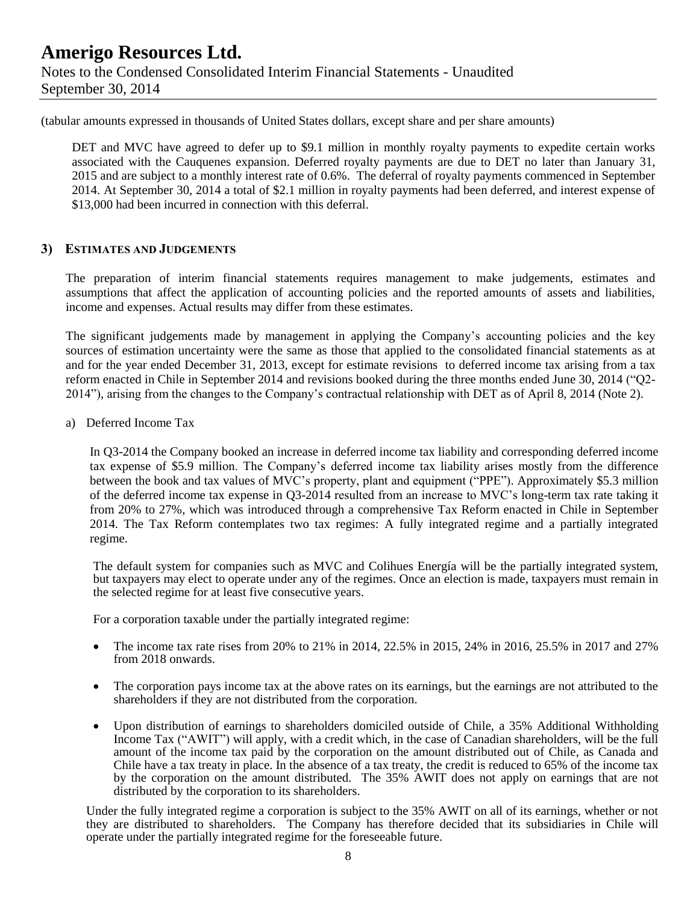(tabular amounts expressed in thousands of United States dollars, except share and per share amounts)

DET and MVC have agreed to defer up to $9.1 million in monthly royalty payments to expedite certain works associated with the Cauquenes expansion. Deferred royalty payments are due to DET no later than January 31, 2015 and are subject to a monthly interest rate of 0.6%. The deferral of royalty payments commenced in September 2014. At September 30, 2014 a total of $2.1 million in royalty payments had been deferred, and interest expense of $13,000 had been incurred in connection with this deferral.

## 3) Estimates and Judgements

The preparation of interim financial statements requires management to make judgements, estimates and assumptions that affect the application of accounting policies and the reported amounts of assets and liabilities, income and expenses. Actual results may differ from these estimates.

The significant judgements made by management in applying the Company's accounting policies and the key sources of estimation uncertainty were the same as those that applied to the consolidated financial statements as at and for the year ended December 31, 2013, except for estimate revisions to deferred income tax arising from a tax reform enacted in Chile in September 2014 and revisions booked during the three months ended June 30, 2014 ("Q2-2014"), arising from the changes to the Company's contractual relationship with DET as of April 8, 2014 (Note 2).

a) Deferred Income Tax

In Q3-2014 the Company booked an increase in deferred income tax liability and corresponding deferred income tax expense of $5.9 million. The Company's deferred income tax liability arises mostly from the difference between the book and tax values of MVC's property, plant and equipment ("PPE"). Approximately $5.3 million of the deferred income tax expense in Q3-2014 resulted from an increase to MVC's long-term tax rate taking it from 20% to 27%, which was introduced through a comprehensive Tax Reform enacted in Chile in September 2014. The Tax Reform contemplates two tax regimes: A fully integrated regime and a partially integrated regime.

The default system for companies such as MVC and Colihues Energía will be the partially integrated system, but taxpayers may elect to operate under any of the regimes. Once an election is made, taxpayers must remain in the selected regime for at least five consecutive years.

For a corporation taxable under the partially integrated regime:

- The income tax rate rises from 20% to 21% in 2014, 22.5% in 2015, 24% in 2016, 25.5% in 2017 and 27% from 2018 onwards.
- The corporation pays income tax at the above rates on its earnings, but the earnings are not attributed to the shareholders if they are not distributed from the corporation.
- Upon distribution of earnings to shareholders domiciled outside of Chile, a 35% Additional Withholding Income Tax ("AWIT") will apply, with a credit which, in the case of Canadian shareholders, will be the full amount of the income tax paid by the corporation on the amount distributed out of Chile, as Canada and Chile have a tax treaty in place. In the absence of a tax treaty, the credit is reduced to 65% of the income tax by the corporation on the amount distributed. The 35% AWIT does not apply on earnings that are not distributed by the corporation to its shareholders.

Under the fully integrated regime a corporation is subject to the 35% AWIT on all of its earnings, whether or not they are distributed to shareholders. The Company has therefore decided that its subsidiaries in Chile will operate under the partially integrated regime for the foreseeable future.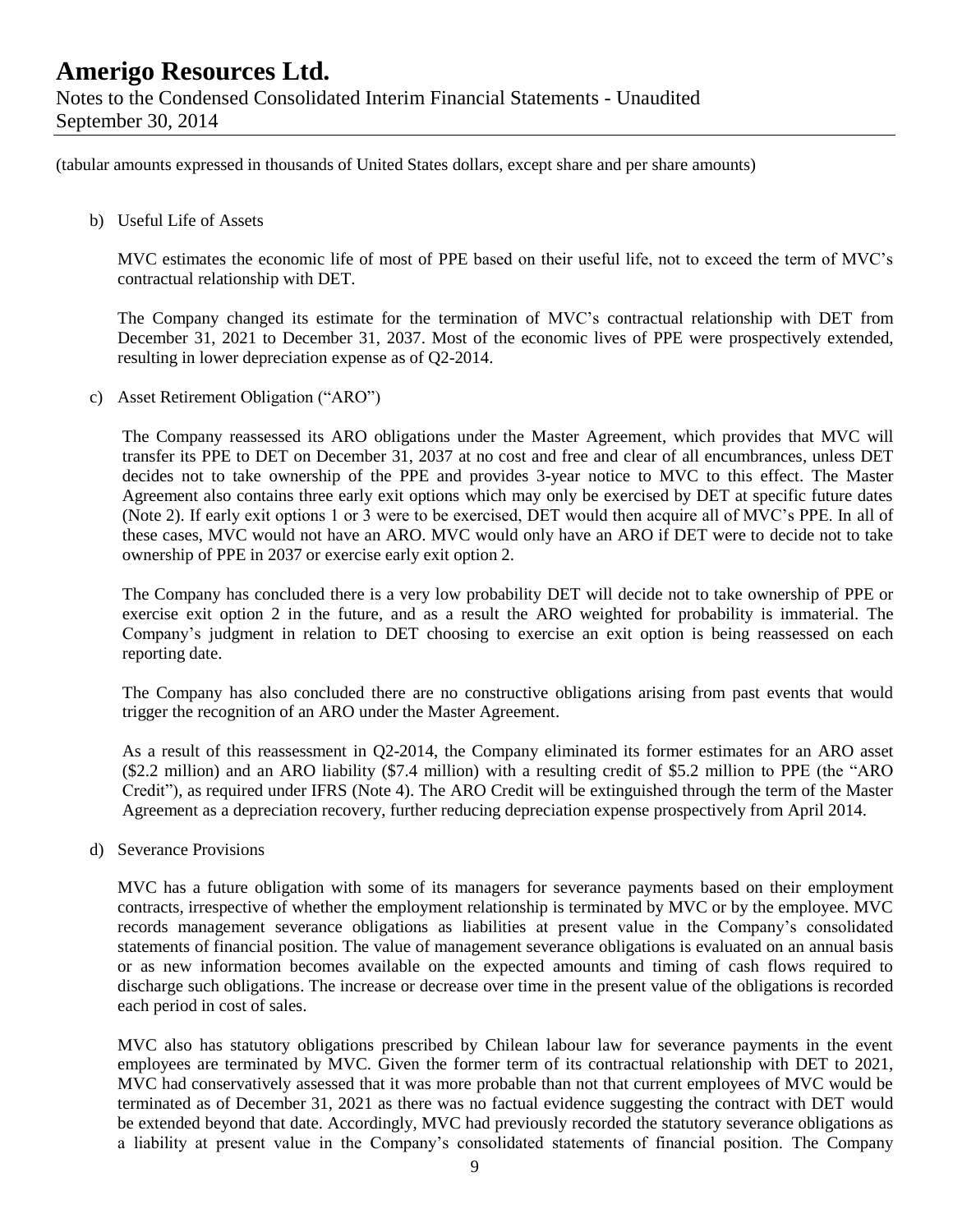(tabular amounts expressed in thousands of United States dollars, except share and per share amounts)

b) Useful Life of Assets

MVC estimates the economic life of most of PPE based on their useful life, not to exceed the term of MVC's contractual relationship with DET.

The Company changed its estimate for the termination of MVC's contractual relationship with DET from December 31, 2021 to December 31, 2037. Most of the economic lives of PPE were prospectively extended, resulting in lower depreciation expense as of Q2-2014.

c) Asset Retirement Obligation ("ARO")

The Company reassessed its ARO obligations under the Master Agreement, which provides that MVC will transfer its PPE to DET on December 31, 2037 at no cost and free and clear of all encumbrances, unless DET decides not to take ownership of the PPE and provides 3-year notice to MVC to this effect. The Master Agreement also contains three early exit options which may only be exercised by DET at specific future dates (Note 2). If early exit options 1 or 3 were to be exercised, DET would then acquire all of MVC's PPE. In all of these cases, MVC would not have an ARO. MVC would only have an ARO if DET were to decide not to take ownership of PPE in 2037 or exercise early exit option 2.

The Company has concluded there is a very low probability DET will decide not to take ownership of PPE or exercise exit option 2 in the future, and as a result the ARO weighted for probability is immaterial. The Company's judgment in relation to DET choosing to exercise an exit option is being reassessed on each reporting date.

The Company has also concluded there are no constructive obligations arising from past events that would trigger the recognition of an ARO under the Master Agreement.

As a result of this reassessment in Q2-2014, the Company eliminated its former estimates for an ARO asset ($2.2 million) and an ARO liability ($7.4 million) with a resulting credit of $5.2 million to PPE (the "ARO Credit"), as required under IFRS (Note 4). The ARO Credit will be extinguished through the term of the Master Agreement as a depreciation recovery, further reducing depreciation expense prospectively from April 2014.

d) Severance Provisions

MVC has a future obligation with some of its managers for severance payments based on their employment contracts, irrespective of whether the employment relationship is terminated by MVC or by the employee. MVC records management severance obligations as liabilities at present value in the Company's consolidated statements of financial position. The value of management severance obligations is evaluated on an annual basis or as new information becomes available on the expected amounts and timing of cash flows required to discharge such obligations. The increase or decrease over time in the present value of the obligations is recorded each period in cost of sales.

MVC also has statutory obligations prescribed by Chilean labour law for severance payments in the event employees are terminated by MVC. Given the former term of its contractual relationship with DET to 2021, MVC had conservatively assessed that it was more probable than not that current employees of MVC would be terminated as of December 31, 2021 as there was no factual evidence suggesting the contract with DET would be extended beyond that date. Accordingly, MVC had previously recorded the statutory severance obligations as a liability at present value in the Company's consolidated statements of financial position. The Company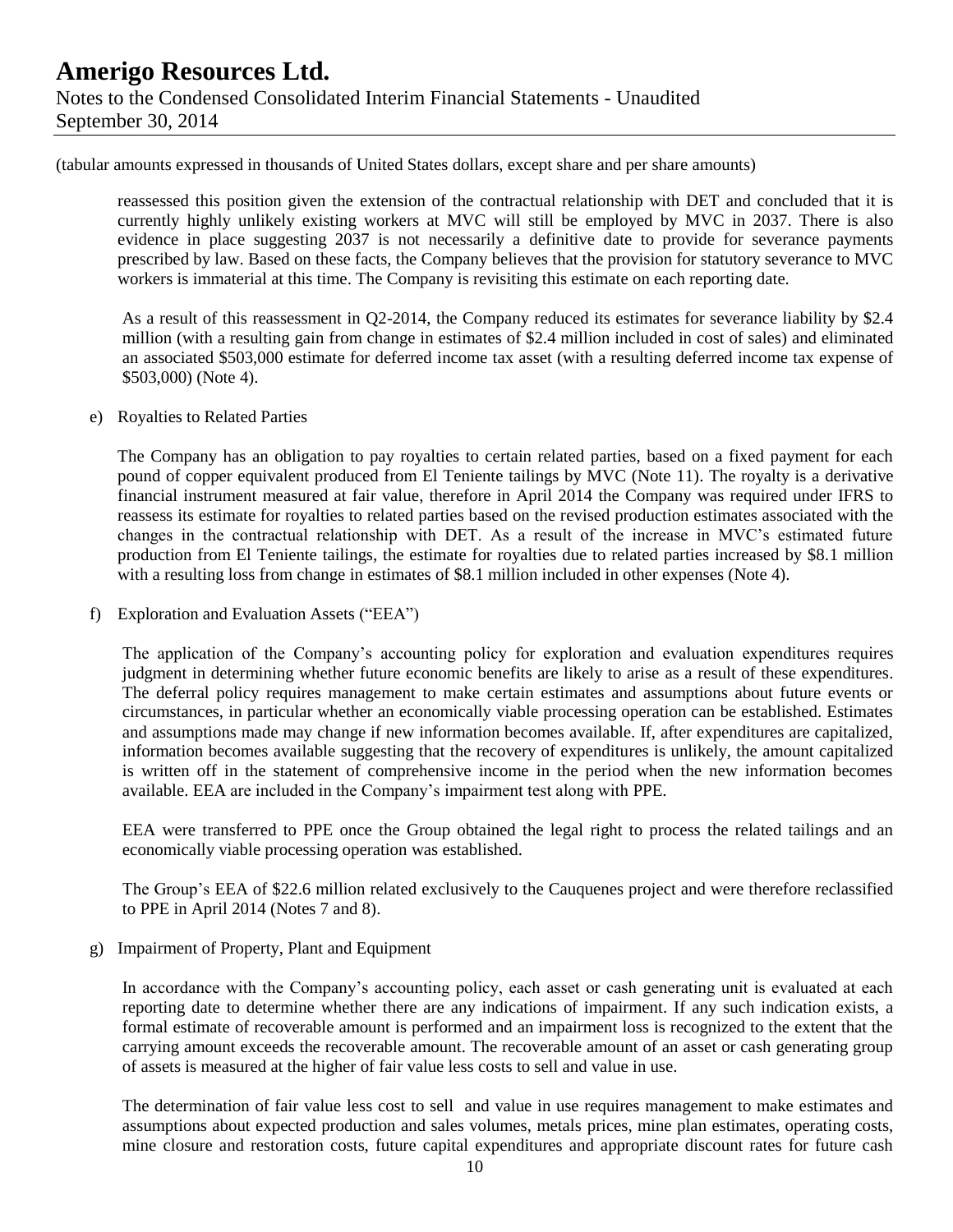(tabular amounts expressed in thousands of United States dollars, except share and per share amounts)

reassessed this position given the extension of the contractual relationship with DET and concluded that it is currently highly unlikely existing workers at MVC will still be employed by MVC in 2037. There is also evidence in place suggesting 2037 is not necessarily a definitive date to provide for severance payments prescribed by law. Based on these facts, the Company believes that the provision for statutory severance to MVC workers is immaterial at this time. The Company is revisiting this estimate on each reporting date.

As a result of this reassessment in Q2-2014, the Company reduced its estimates for severance liability by $2.4 million (with a resulting gain from change in estimates of $2.4 million included in cost of sales) and eliminated an associated $503,000 estimate for deferred income tax asset (with a resulting deferred income tax expense of $503,000) (Note 4).

e) Royalties to Related Parties

The Company has an obligation to pay royalties to certain related parties, based on a fixed payment for each pound of copper equivalent produced from El Teniente tailings by MVC (Note 11). The royalty is a derivative financial instrument measured at fair value, therefore in April 2014 the Company was required under IFRS to reassess its estimate for royalties to related parties based on the revised production estimates associated with the changes in the contractual relationship with DET. As a result of the increase in MVC's estimated future production from El Teniente tailings, the estimate for royalties due to related parties increased by $8.1 million with a resulting loss from change in estimates of $8.1 million included in other expenses (Note 4).

f) Exploration and Evaluation Assets ("EEA")

The application of the Company's accounting policy for exploration and evaluation expenditures requires judgment in determining whether future economic benefits are likely to arise as a result of these expenditures. The deferral policy requires management to make certain estimates and assumptions about future events or circumstances, in particular whether an economically viable processing operation can be established. Estimates and assumptions made may change if new information becomes available. If, after expenditures are capitalized, information becomes available suggesting that the recovery of expenditures is unlikely, the amount capitalized is written off in the statement of comprehensive income in the period when the new information becomes available. EEA are included in the Company's impairment test along with PPE.

EEA were transferred to PPE once the Group obtained the legal right to process the related tailings and an economically viable processing operation was established.

The Group's EEA of $22.6 million related exclusively to the Cauquenes project and were therefore reclassified to PPE in April 2014 (Notes 7 and 8).

g) Impairment of Property, Plant and Equipment

In accordance with the Company's accounting policy, each asset or cash generating unit is evaluated at each reporting date to determine whether there are any indications of impairment. If any such indication exists, a formal estimate of recoverable amount is performed and an impairment loss is recognized to the extent that the carrying amount exceeds the recoverable amount. The recoverable amount of an asset or cash generating group of assets is measured at the higher of fair value less costs to sell and value in use.

The determination of fair value less cost to sell and value in use requires management to make estimates and assumptions about expected production and sales volumes, metals prices, mine plan estimates, operating costs, mine closure and restoration costs, future capital expenditures and appropriate discount rates for future cash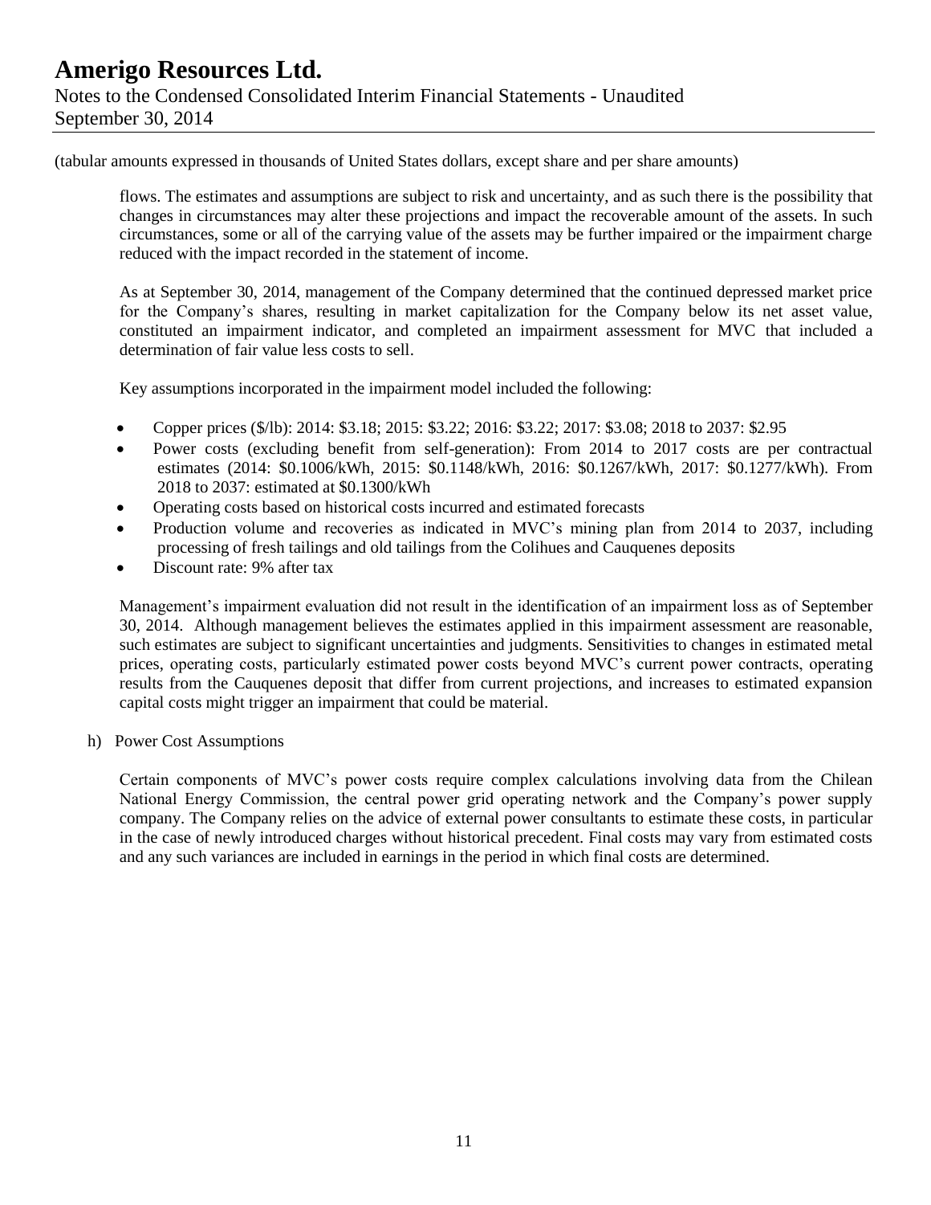(tabular amounts expressed in thousands of United States dollars, except share and per share amounts)

flows. The estimates and assumptions are subject to risk and uncertainty, and as such there is the possibility that changes in circumstances may alter these projections and impact the recoverable amount of the assets. In such circumstances, some or all of the carrying value of the assets may be further impaired or the impairment charge reduced with the impact recorded in the statement of income.

As at September 30, 2014, management of the Company determined that the continued depressed market price for the Company's shares, resulting in market capitalization for the Company below its net asset value, constituted an impairment indicator, and completed an impairment assessment for MVC that included a determination of fair value less costs to sell.

Key assumptions incorporated in the impairment model included the following:

- Copper prices ($/lb): 2014: $3.18; 2015: $3.22; 2016: $3.22; 2017: $3.08; 2018 to 2037: $2.95
- Power costs (excluding benefit from self-generation): From 2014 to 2017 costs are per contractual estimates (2014: $0.1006/kWh, 2015: $0.1148/kWh, 2016: $0.1267/kWh, 2017: $0.1277/kWh). From 2018 to 2037: estimated at $0.1300/kWh
- Operating costs based on historical costs incurred and estimated forecasts
- Production volume and recoveries as indicated in MVC's mining plan from 2014 to 2037, including processing of fresh tailings and old tailings from the Colihues and Cauquenes deposits
- Discount rate: 9% after tax

Management's impairment evaluation did not result in the identification of an impairment loss as of September 30, 2014. Although management believes the estimates applied in this impairment assessment are reasonable, such estimates are subject to significant uncertainties and judgments. Sensitivities to changes in estimated metal prices, operating costs, particularly estimated power costs beyond MVC's current power contracts, operating results from the Cauquenes deposit that differ from current projections, and increases to estimated expansion capital costs might trigger an impairment that could be material.

h) Power Cost Assumptions

Certain components of MVC's power costs require complex calculations involving data from the Chilean National Energy Commission, the central power grid operating network and the Company's power supply company. The Company relies on the advice of external power consultants to estimate these costs, in particular in the case of newly introduced charges without historical precedent. Final costs may vary from estimated costs and any such variances are included in earnings in the period in which final costs are determined.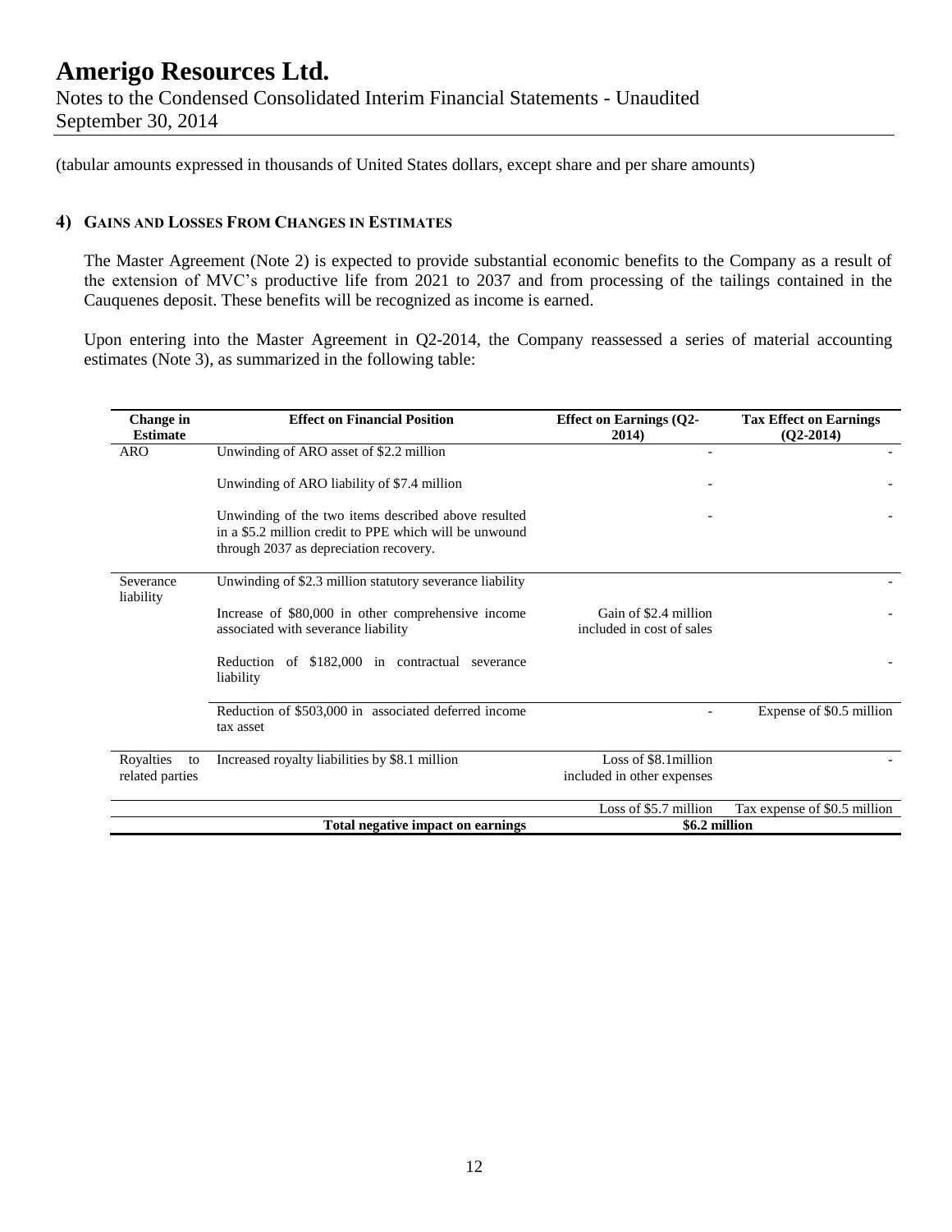(tabular amounts expressed in thousands of United States dollars, except share and per share amounts)

## 4) GAINS AND LOSSES FROM CHANGES IN ESTIMATES

The Master Agreement (Note 2) is expected to provide substantial economic benefits to the Company as a result of the extension of MVC's productive life from 2021 to 2037 and from processing of the tailings contained in the Cauquenes deposit. These benefits will be recognized as income is earned.

Upon entering into the Master Agreement in Q2-2014, the Company reassessed a series of material accounting estimates (Note 3), as summarized in the following table:

| Change in Estimate | Effect on Financial Position | Effect on Earnings (Q2-2014) | Tax Effect on Earnings (Q2-2014) |
|---|---|---|---|
| ARO | Unwinding of ARO asset of $2.2 million | - | - |
| | Unwinding of ARO liability of $7.4 million | - | - |
| | Unwinding of the two items described above resulted in a $5.2 million credit to PPE which will be unwound through 2037 as depreciation recovery. | - | - |
| Severance liability | Unwinding of $2.3 million statutory severance liability | | - |
| | Increase of $80,000 in other comprehensive income associated with severance liability | Gain of $2.4 million included in cost of sales | - |
| | Reduction of $182,000 in contractual severance liability | | - |
| | Reduction of $503,000 in associated deferred income tax asset | - | Expense of $0.5 million |
| Royalties to related parties | Increased royalty liabilities by $8.1 million | Loss of $8.1million included in other expenses | - |
| | | Loss of $5.7 million | Tax expense of $0.5 million |
| | **Total negative impact on earnings** | **$6.2 million** | |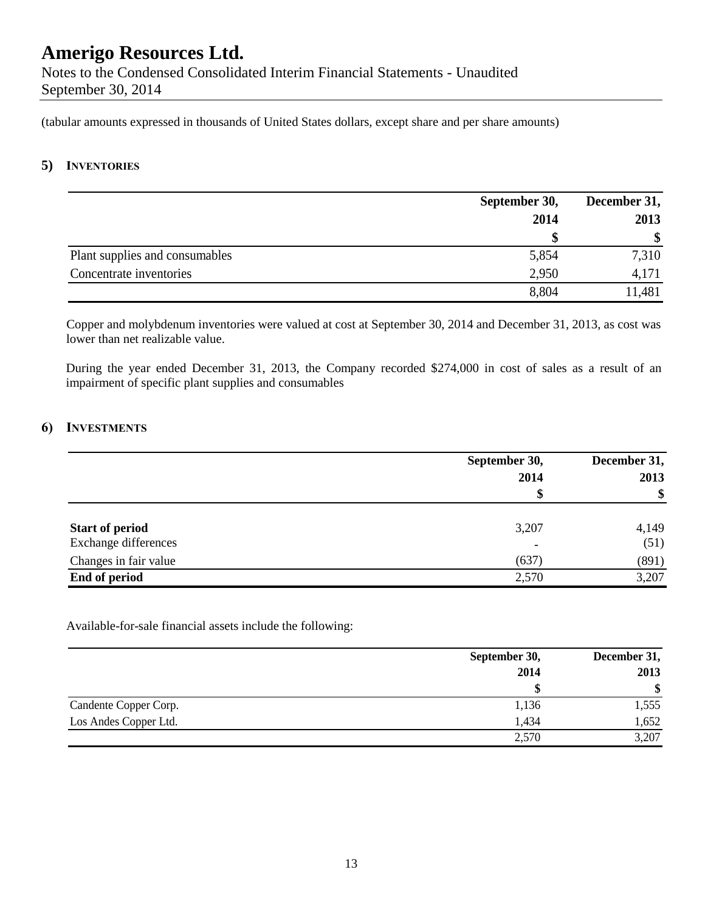(tabular amounts expressed in thousands of United States dollars, except share and per share amounts)

## 5) INVENTORIES

| | September 30, 2014 | December 31, 2013 |
|---|---|---|
| | $ | $ |
| Plant supplies and consumables | 5,854 | 7,310 |
| Concentrate inventories | 2,950 | 4,171 |
| | 8,804 | 11,481 |

Copper and molybdenum inventories were valued at cost at September 30, 2014 and December 31, 2013, as cost was lower than net realizable value.

During the year ended December 31, 2013, the Company recorded $274,000 in cost of sales as a result of an impairment of specific plant supplies and consumables

## 6) INVESTMENTS

| | September 30, 2014 | December 31, 2013 |
|---|---|---|
| | $ | $ |
| **Start of period** | 3,207 | 4,149 |
| Exchange differences | - | (51) |
| Changes in fair value | (637) | (891) |
| **End of period** | 2,570 | 3,207 |

Available-for-sale financial assets include the following:

| | September 30, 2014 | December 31, 2013 |
|---|---|---|
| | $ | $ |
| Candente Copper Corp. | 1,136 | 1,555 |
| Los Andes Copper Ltd. | 1,434 | 1,652 |
| | 2,570 | 3,207 |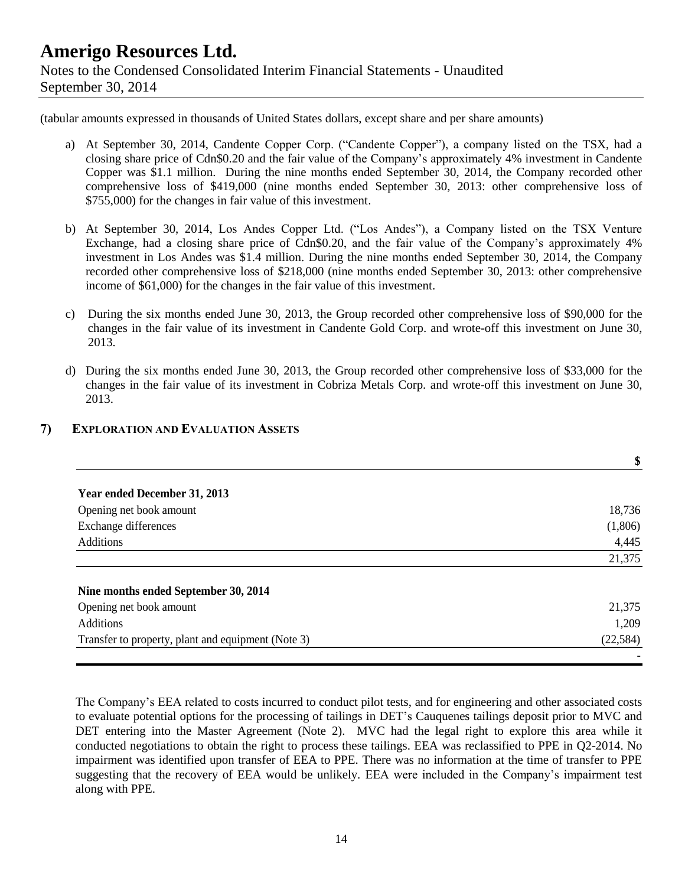(tabular amounts expressed in thousands of United States dollars, except share and per share amounts)

a) At September 30, 2014, Candente Copper Corp. ("Candente Copper"), a company listed on the TSX, had a closing share price of Cdn$0.20 and the fair value of the Company's approximately 4% investment in Candente Copper was $1.1 million. During the nine months ended September 30, 2014, the Company recorded other comprehensive loss of $419,000 (nine months ended September 30, 2013: other comprehensive loss of $755,000) for the changes in fair value of this investment.

b) At September 30, 2014, Los Andes Copper Ltd. ("Los Andes"), a Company listed on the TSX Venture Exchange, had a closing share price of Cdn$0.20, and the fair value of the Company's approximately 4% investment in Los Andes was $1.4 million. During the nine months ended September 30, 2014, the Company recorded other comprehensive loss of $218,000 (nine months ended September 30, 2013: other comprehensive income of $61,000) for the changes in the fair value of this investment.

c) During the six months ended June 30, 2013, the Group recorded other comprehensive loss of $90,000 for the changes in the fair value of its investment in Candente Gold Corp. and wrote-off this investment on June 30, 2013.

d) During the six months ended June 30, 2013, the Group recorded other comprehensive loss of $33,000 for the changes in the fair value of its investment in Cobriza Metals Corp. and wrote-off this investment on June 30, 2013.

## 7) EXPLORATION AND EVALUATION ASSETS

| | $ |
|---|---|
| **Year ended December 31, 2013** | |
| Opening net book amount | 18,736 |
| Exchange differences | (1,806) |
| Additions | 4,445 |
| | 21,375 |
| **Nine months ended September 30, 2014** | |
| Opening net book amount | 21,375 |
| Additions | 1,209 |
| Transfer to property, plant and equipment (Note 3) | (22,584) |
| | - |

The Company's EEA related to costs incurred to conduct pilot tests, and for engineering and other associated costs to evaluate potential options for the processing of tailings in DET's Cauquenes tailings deposit prior to MVC and DET entering into the Master Agreement (Note 2). MVC had the legal right to explore this area while it conducted negotiations to obtain the right to process these tailings. EEA was reclassified to PPE in Q2-2014. No impairment was identified upon transfer of EEA to PPE. There was no information at the time of transfer to PPE suggesting that the recovery of EEA would be unlikely. EEA were included in the Company's impairment test along with PPE.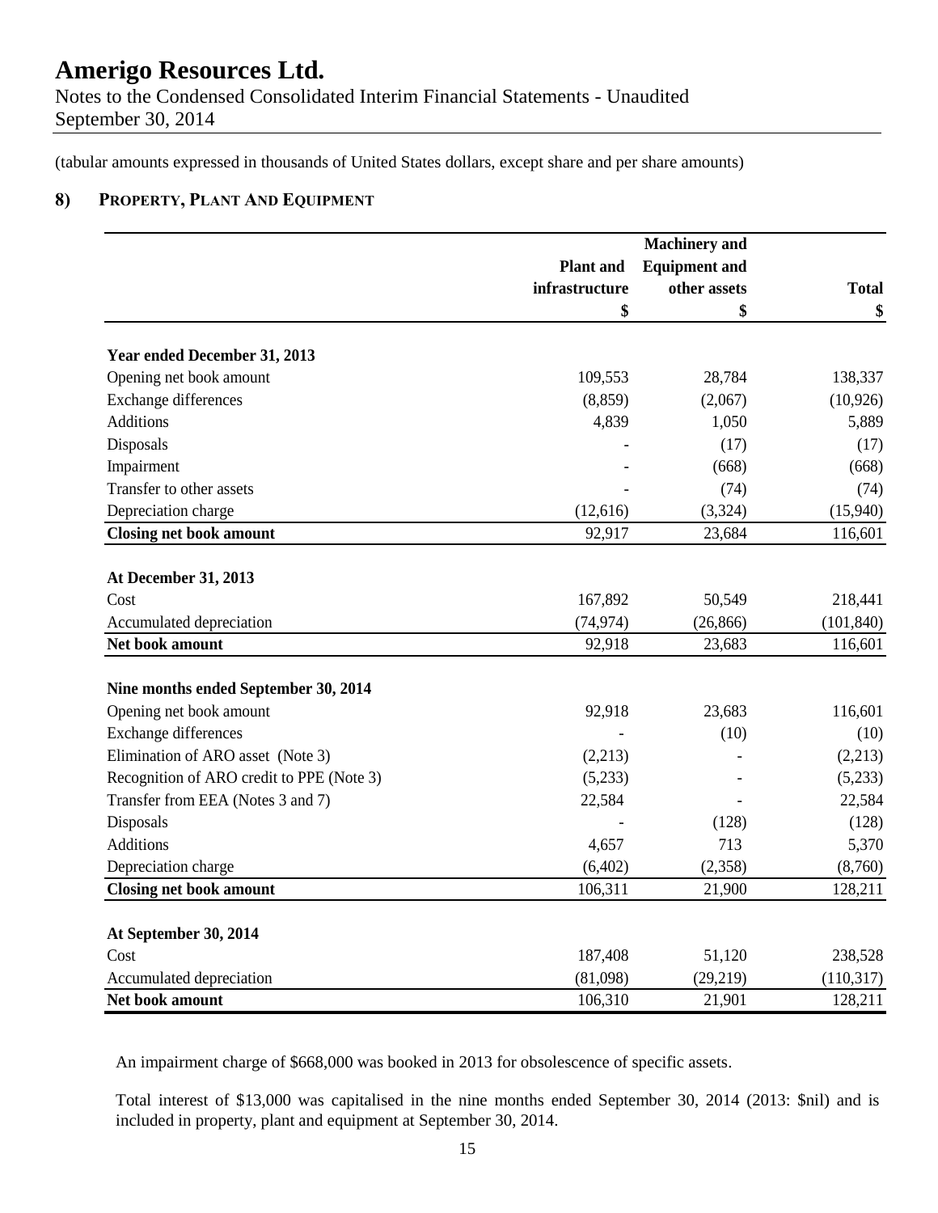# Amerigo Resources Ltd.

Notes to the Condensed Consolidated Interim Financial Statements - Unaudited
September 30, 2014

(tabular amounts expressed in thousands of United States dollars, except share and per share amounts)

## 8) PROPERTY, PLANT AND EQUIPMENT

| | Plant and infrastructure $ | Machinery and Equipment and other assets $ | Total $ |
|---|---|---|---|
| **Year ended December 31, 2013** | | | |
| Opening net book amount | 109,553 | 28,784 | 138,337 |
| Exchange differences | (8,859) | (2,067) | (10,926) |
| Additions | 4,839 | 1,050 | 5,889 |
| Disposals | - | (17) | (17) |
| Impairment | - | (668) | (668) |
| Transfer to other assets | - | (74) | (74) |
| Depreciation charge | (12,616) | (3,324) | (15,940) |
| **Closing net book amount** | 92,917 | 23,684 | 116,601 |
| **At December 31, 2013** | | | |
| Cost | 167,892 | 50,549 | 218,441 |
| Accumulated depreciation | (74,974) | (26,866) | (101,840) |
| **Net book amount** | 92,918 | 23,683 | 116,601 |
| **Nine months ended September 30, 2014** | | | |
| Opening net book amount | 92,918 | 23,683 | 116,601 |
| Exchange differences | - | (10) | (10) |
| Elimination of ARO asset (Note 3) | (2,213) | - | (2,213) |
| Recognition of ARO credit to PPE (Note 3) | (5,233) | - | (5,233) |
| Transfer from EEA (Notes 3 and 7) | 22,584 | - | 22,584 |
| Disposals | - | (128) | (128) |
| Additions | 4,657 | 713 | 5,370 |
| Depreciation charge | (6,402) | (2,358) | (8,760) |
| **Closing net book amount** | 106,311 | 21,900 | 128,211 |
| **At September 30, 2014** | | | |
| Cost | 187,408 | 51,120 | 238,528 |
| Accumulated depreciation | (81,098) | (29,219) | (110,317) |
| **Net book amount** | 106,310 | 21,901 | 128,211 |

An impairment charge of $668,000 was booked in 2013 for obsolescence of specific assets.

Total interest of $13,000 was capitalised in the nine months ended September 30, 2014 (2013: $nil) and is included in property, plant and equipment at September 30, 2014.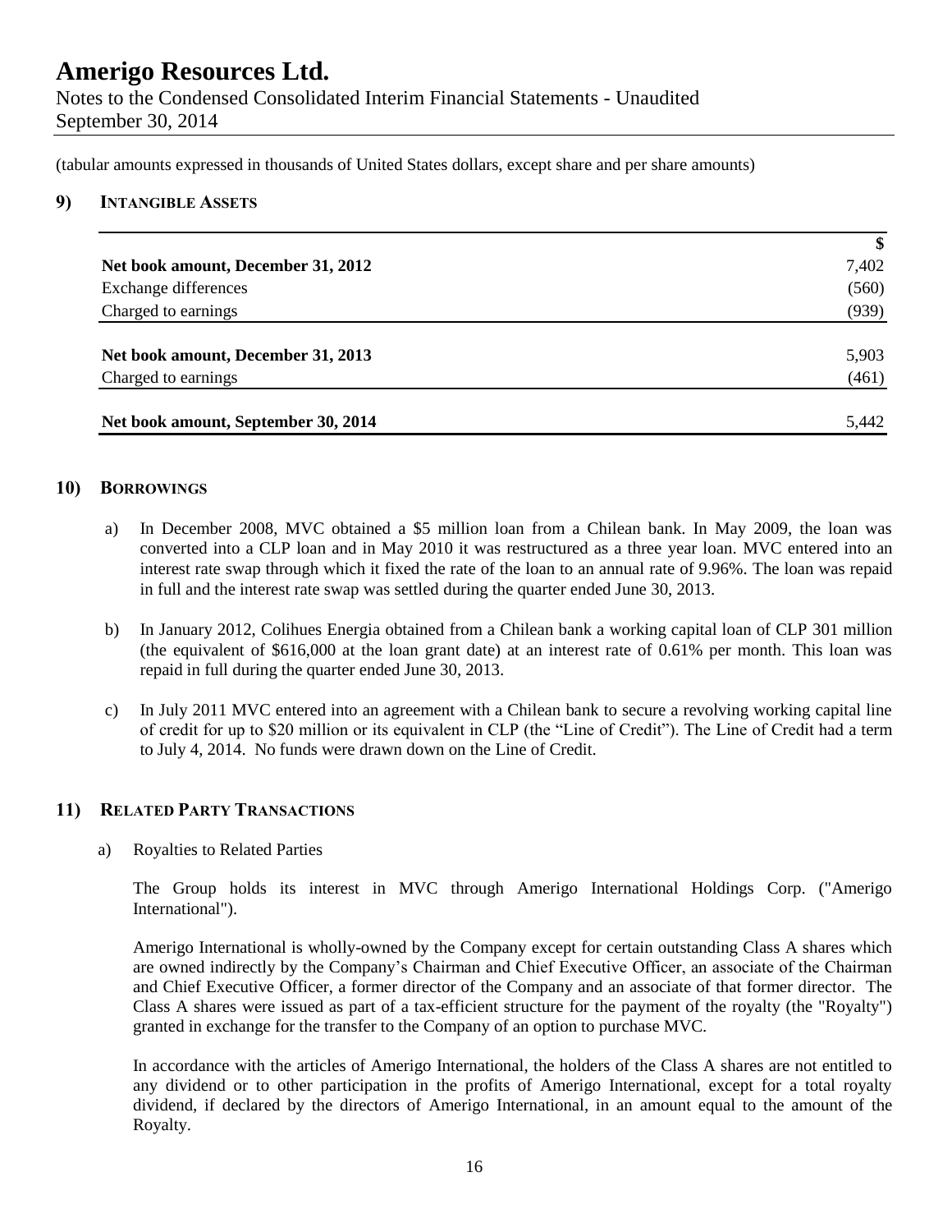(tabular amounts expressed in thousands of United States dollars, except share and per share amounts)

## 9) INTANGIBLE ASSETS

| | $ |
|---|---|
| **Net book amount, December 31, 2012** | 7,402 |
| Exchange differences | (560) |
| Charged to earnings | (939) |
| **Net book amount, December 31, 2013** | 5,903 |
| Charged to earnings | (461) |
| **Net book amount, September 30, 2014** | 5,442 |

## 10) BORROWINGS

a) In December 2008, MVC obtained a $5 million loan from a Chilean bank. In May 2009, the loan was converted into a CLP loan and in May 2010 it was restructured as a three year loan. MVC entered into an interest rate swap through which it fixed the rate of the loan to an annual rate of 9.96%. The loan was repaid in full and the interest rate swap was settled during the quarter ended June 30, 2013.

b) In January 2012, Colihues Energia obtained from a Chilean bank a working capital loan of CLP 301 million (the equivalent of $616,000 at the loan grant date) at an interest rate of 0.61% per month. This loan was repaid in full during the quarter ended June 30, 2013.

c) In July 2011 MVC entered into an agreement with a Chilean bank to secure a revolving working capital line of credit for up to $20 million or its equivalent in CLP (the "Line of Credit"). The Line of Credit had a term to July 4, 2014. No funds were drawn down on the Line of Credit.

## 11) RELATED PARTY TRANSACTIONS

a) Royalties to Related Parties

The Group holds its interest in MVC through Amerigo International Holdings Corp. ("Amerigo International").

Amerigo International is wholly-owned by the Company except for certain outstanding Class A shares which are owned indirectly by the Company's Chairman and Chief Executive Officer, an associate of the Chairman and Chief Executive Officer, a former director of the Company and an associate of that former director. The Class A shares were issued as part of a tax-efficient structure for the payment of the royalty (the "Royalty") granted in exchange for the transfer to the Company of an option to purchase MVC.

In accordance with the articles of Amerigo International, the holders of the Class A shares are not entitled to any dividend or to other participation in the profits of Amerigo International, except for a total royalty dividend, if declared by the directors of Amerigo International, in an amount equal to the amount of the Royalty.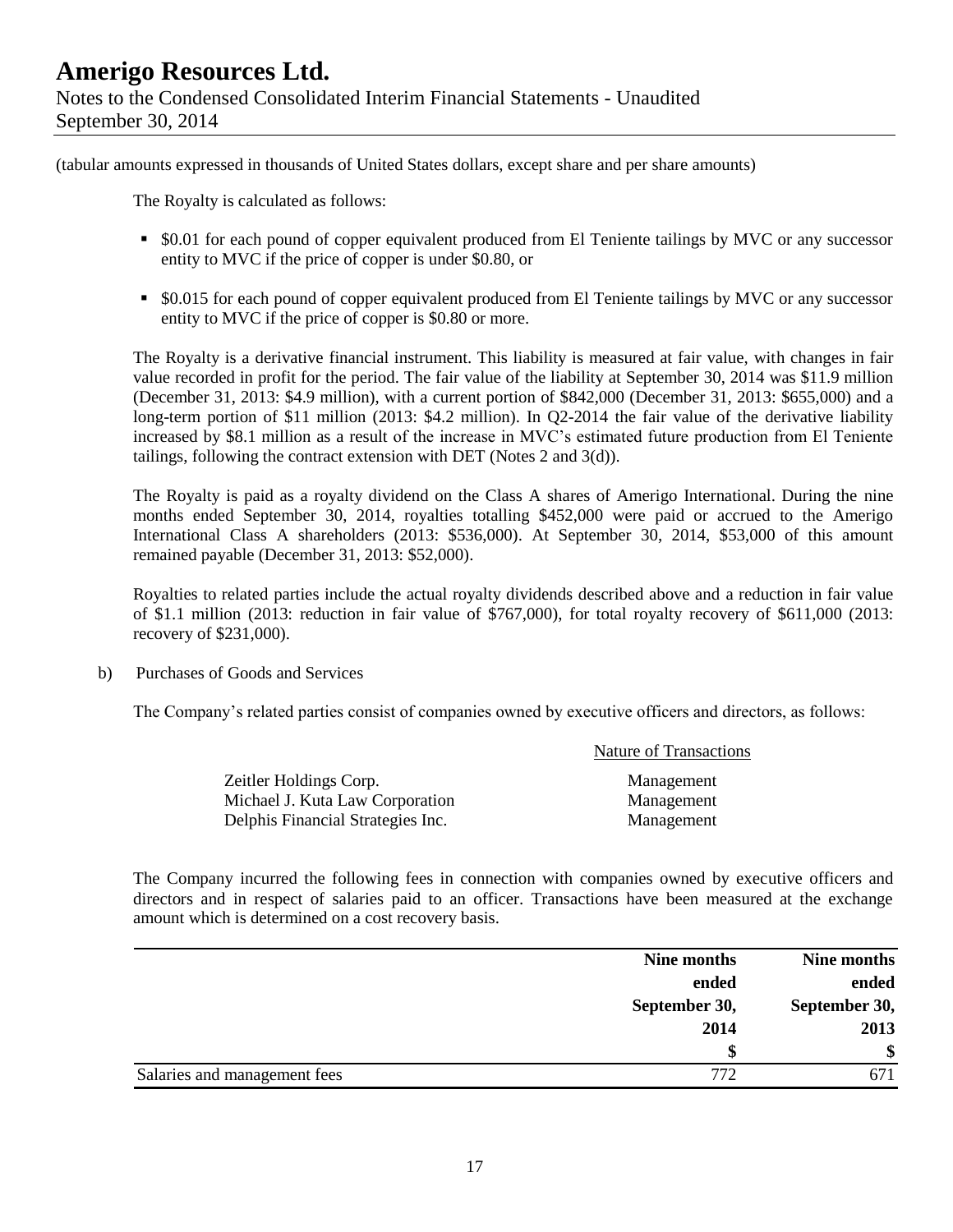(tabular amounts expressed in thousands of United States dollars, except share and per share amounts)

The Royalty is calculated as follows:

- $0.01 for each pound of copper equivalent produced from El Teniente tailings by MVC or any successor entity to MVC if the price of copper is under $0.80, or
- $0.015 for each pound of copper equivalent produced from El Teniente tailings by MVC or any successor entity to MVC if the price of copper is $0.80 or more.

The Royalty is a derivative financial instrument. This liability is measured at fair value, with changes in fair value recorded in profit for the period. The fair value of the liability at September 30, 2014 was $11.9 million (December 31, 2013: $4.9 million), with a current portion of $842,000 (December 31, 2013: $655,000) and a long-term portion of $11 million (2013: $4.2 million). In Q2-2014 the fair value of the derivative liability increased by $8.1 million as a result of the increase in MVC's estimated future production from El Teniente tailings, following the contract extension with DET (Notes 2 and 3(d)).

The Royalty is paid as a royalty dividend on the Class A shares of Amerigo International. During the nine months ended September 30, 2014, royalties totalling $452,000 were paid or accrued to the Amerigo International Class A shareholders (2013: $536,000). At September 30, 2014, $53,000 of this amount remained payable (December 31, 2013: $52,000).

Royalties to related parties include the actual royalty dividends described above and a reduction in fair value of $1.1 million (2013: reduction in fair value of $767,000), for total royalty recovery of $611,000 (2013: recovery of $231,000).

b) Purchases of Goods and Services

The Company's related parties consist of companies owned by executive officers and directors, as follows:

| | Nature of Transactions |
|---|---|
| Zeitler Holdings Corp. | Management |
| Michael J. Kuta Law Corporation | Management |
| Delphis Financial Strategies Inc. | Management |

The Company incurred the following fees in connection with companies owned by executive officers and directors and in respect of salaries paid to an officer. Transactions have been measured at the exchange amount which is determined on a cost recovery basis.

| | Nine months ended September 30, 2014 | Nine months ended September 30, 2013 |
|---|---|---|
| | $ | $ |
| Salaries and management fees | 772 | 671 |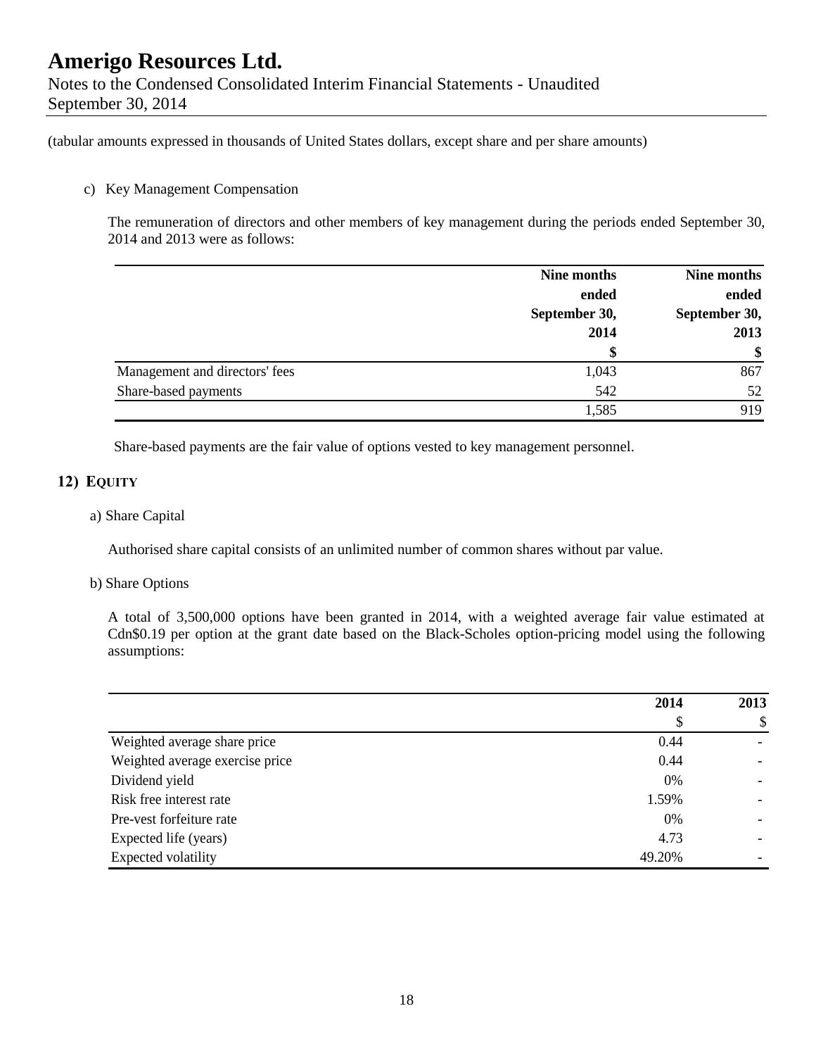(tabular amounts expressed in thousands of United States dollars, except share and per share amounts)

c) Key Management Compensation

The remuneration of directors and other members of key management during the periods ended September 30, 2014 and 2013 were as follows:

| | Nine months ended September 30, 2014 | Nine months ended September 30, 2013 |
|---|---|---|
| | $ | $ |
| Management and directors' fees | 1,043 | 867 |
| Share-based payments | 542 | 52 |
| | 1,585 | 919 |

Share-based payments are the fair value of options vested to key management personnel.

## 12) EQUITY

a) Share Capital

Authorised share capital consists of an unlimited number of common shares without par value.

b) Share Options

A total of 3,500,000 options have been granted in 2014, with a weighted average fair value estimated at Cdn$0.19 per option at the grant date based on the Black-Scholes option-pricing model using the following assumptions:

| | 2014 | 2013 |
|---|---|---|
| | $ | $ |
| Weighted average share price | 0.44 | - |
| Weighted average exercise price | 0.44 | - |
| Dividend yield | 0% | - |
| Risk free interest rate | 1.59% | - |
| Pre-vest forfeiture rate | 0% | - |
| Expected life (years) | 4.73 | - |
| Expected volatility | 49.20% | - |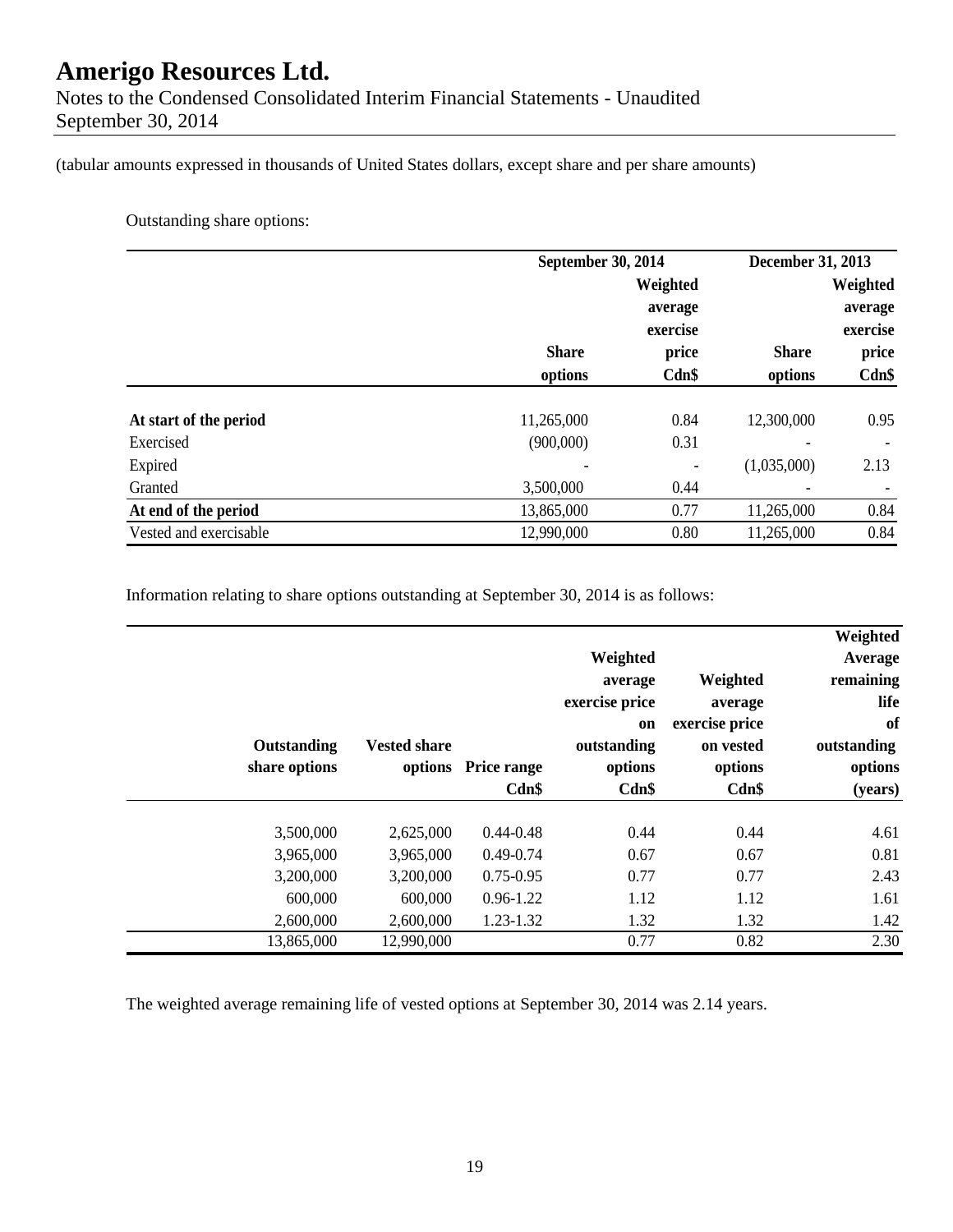(tabular amounts expressed in thousands of United States dollars, except share and per share amounts)

Outstanding share options:

| | September 30, 2014 | | December 31, 2013 | |
|---|---|---|---|---|
| | Share options | Weighted average exercise price Cdn$ | Share options | Weighted average exercise price Cdn$ |
| **At start of the period** | 11,265,000 | 0.84 | 12,300,000 | 0.95 |
| Exercised | (900,000) | 0.31 | - | - |
| Expired | - | - | (1,035,000) | 2.13 |
| Granted | 3,500,000 | 0.44 | - | - |
| **At end of the period** | 13,865,000 | 0.77 | 11,265,000 | 0.84 |
| Vested and exercisable | 12,990,000 | 0.80 | 11,265,000 | 0.84 |

Information relating to share options outstanding at September 30, 2014 is as follows:

| Outstanding share options | Vested share options | Price range Cdn$ | Weighted average exercise price on outstanding options Cdn$ | Weighted average exercise price on vested options Cdn$ | Weighted Average remaining life of outstanding options (years) |
|---|---|---|---|---|---|
| 3,500,000 | 2,625,000 | 0.44-0.48 | 0.44 | 0.44 | 4.61 |
| 3,965,000 | 3,965,000 | 0.49-0.74 | 0.67 | 0.67 | 0.81 |
| 3,200,000 | 3,200,000 | 0.75-0.95 | 0.77 | 0.77 | 2.43 |
| 600,000 | 600,000 | 0.96-1.22 | 1.12 | 1.12 | 1.61 |
| 2,600,000 | 2,600,000 | 1.23-1.32 | 1.32 | 1.32 | 1.42 |
| 13,865,000 | 12,990,000 | | 0.77 | 0.82 | 2.30 |

The weighted average remaining life of vested options at September 30, 2014 was 2.14 years.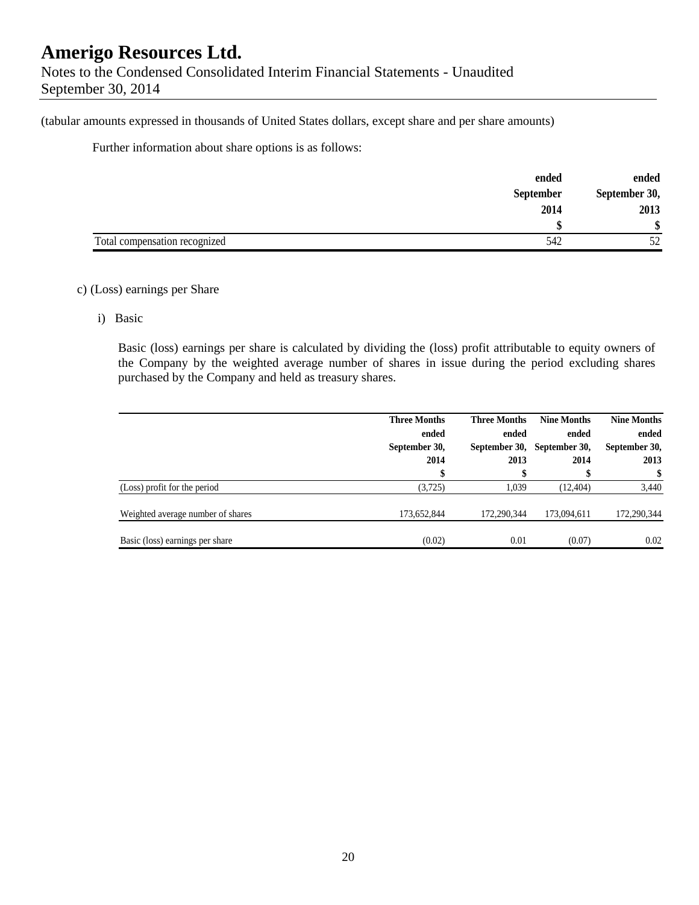(tabular amounts expressed in thousands of United States dollars, except share and per share amounts)

Further information about share options is as follows:

| | ended September 2014 $ | ended September 30, 2013 $ |
|---|---|---|
| Total compensation recognized | 542 | 52 |

c) (Loss) earnings per Share

i) Basic

Basic (loss) earnings per share is calculated by dividing the (loss) profit attributable to equity owners of the Company by the weighted average number of shares in issue during the period excluding shares purchased by the Company and held as treasury shares.

| | Three Months ended September 30, 2014 $ | Three Months ended September 30, 2013 $ | Nine Months ended September 30, 2014 $ | Nine Months ended September 30, 2013 $ |
|---|---|---|---|---|
| (Loss) profit for the period | (3,725) | 1,039 | (12,404) | 3,440 |
| Weighted average number of shares | 173,652,844 | 172,290,344 | 173,094,611 | 172,290,344 |
| Basic (loss) earnings per share | (0.02) | 0.01 | (0.07) | 0.02 |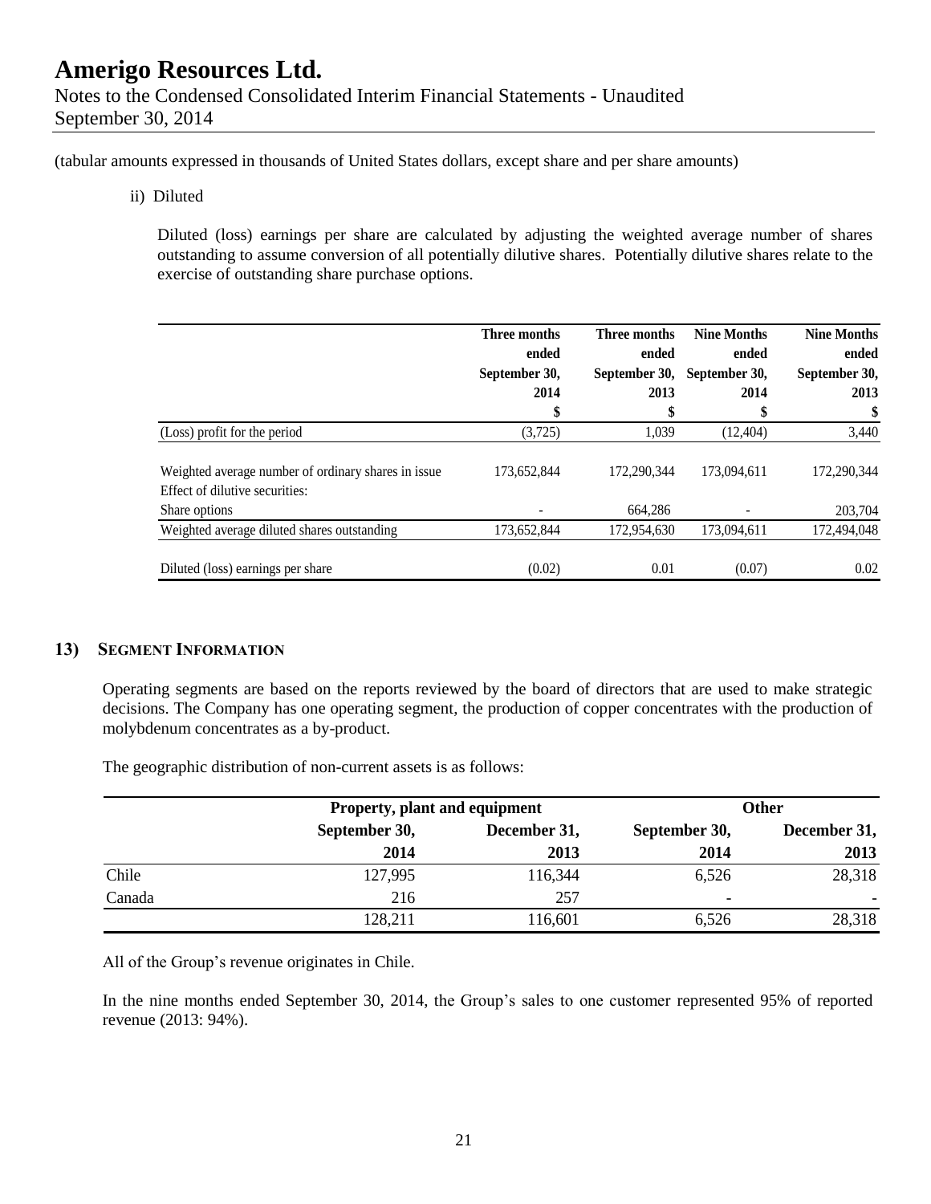(tabular amounts expressed in thousands of United States dollars, except share and per share amounts)

ii) Diluted

Diluted (loss) earnings per share are calculated by adjusting the weighted average number of shares outstanding to assume conversion of all potentially dilutive shares. Potentially dilutive shares relate to the exercise of outstanding share purchase options.

| | Three months ended September 30, 2014 | Three months ended September 30, 2013 | Nine Months ended September 30, 2014 | Nine Months ended September 30, 2013 |
|---|---|---|---|---|
| | $ | $ | $ | $ |
| (Loss) profit for the period | (3,725) | 1,039 | (12,404) | 3,440 |
| Weighted average number of ordinary shares in issue | 173,652,844 | 172,290,344 | 173,094,611 | 172,290,344 |
| Effect of dilutive securities: | | | | |
| Share options | - | 664,286 | - | 203,704 |
| Weighted average diluted shares outstanding | 173,652,844 | 172,954,630 | 173,094,611 | 172,494,048 |
| Diluted (loss) earnings per share | (0.02) | 0.01 | (0.07) | 0.02 |

## 13) SEGMENT INFORMATION

Operating segments are based on the reports reviewed by the board of directors that are used to make strategic decisions. The Company has one operating segment, the production of copper concentrates with the production of molybdenum concentrates as a by-product.

The geographic distribution of non-current assets is as follows:

| | Property, plant and equipment | | Other | |
|---|---|---|---|---|
| | September 30, 2014 | December 31, 2013 | September 30, 2014 | December 31, 2013 |
| Chile | 127,995 | 116,344 | 6,526 | 28,318 |
| Canada | 216 | 257 | - | - |
| | 128,211 | 116,601 | 6,526 | 28,318 |

All of the Group's revenue originates in Chile.

In the nine months ended September 30, 2014, the Group's sales to one customer represented 95% of reported revenue (2013: 94%).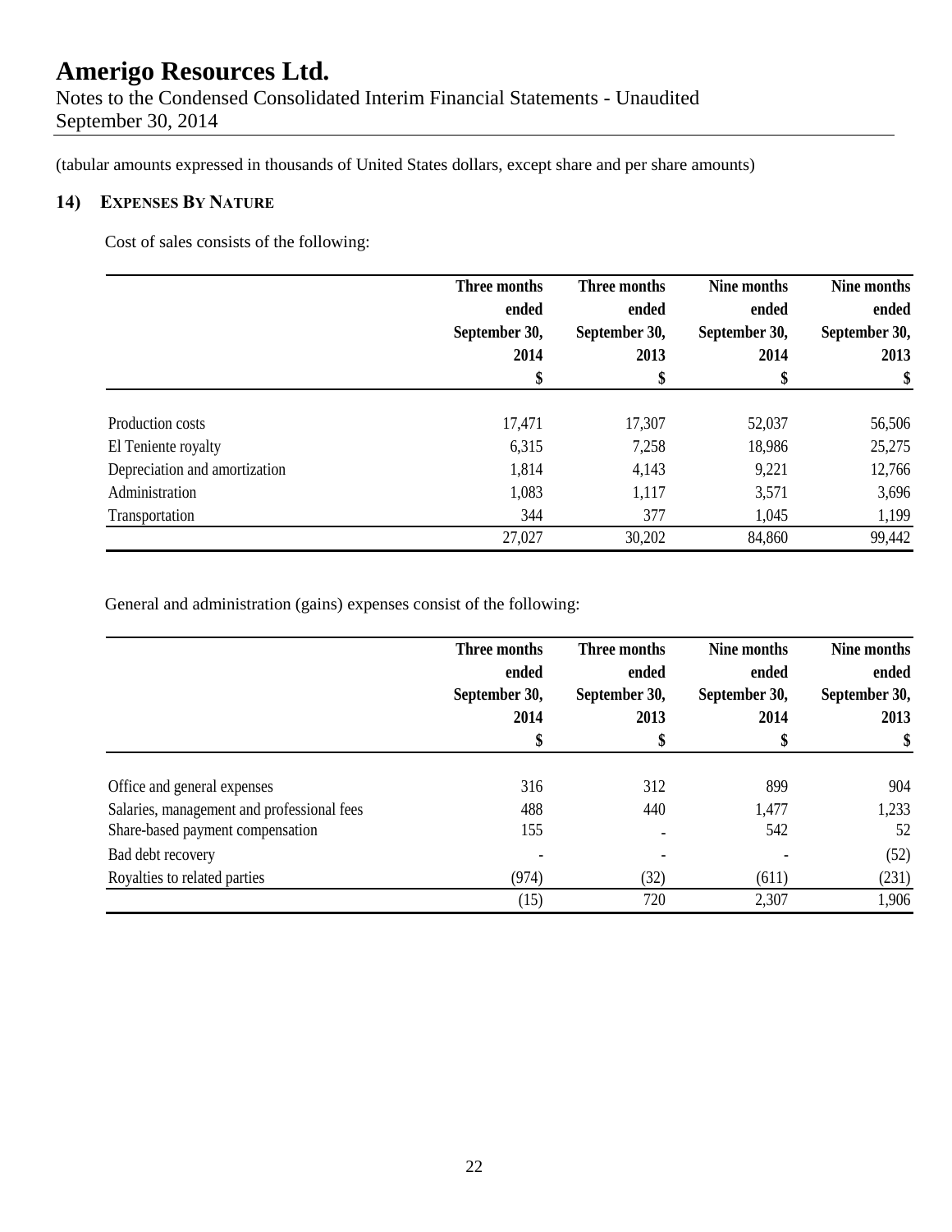(tabular amounts expressed in thousands of United States dollars, except share and per share amounts)

## 14) EXPENSES BY NATURE

Cost of sales consists of the following:

| | Three months ended September 30, 2014 | Three months ended September 30, 2013 | Nine months ended September 30, 2014 | Nine months ended September 30, 2013 |
|---|---|---|---|---|
| | $ | $ | $ | $ |
| Production costs | 17,471 | 17,307 | 52,037 | 56,506 |
| El Teniente royalty | 6,315 | 7,258 | 18,986 | 25,275 |
| Depreciation and amortization | 1,814 | 4,143 | 9,221 | 12,766 |
| Administration | 1,083 | 1,117 | 3,571 | 3,696 |
| Transportation | 344 | 377 | 1,045 | 1,199 |
| | 27,027 | 30,202 | 84,860 | 99,442 |

General and administration (gains) expenses consist of the following:

| | Three months ended September 30, 2014 | Three months ended September 30, 2013 | Nine months ended September 30, 2014 | Nine months ended September 30, 2013 |
|---|---|---|---|---|
| | $ | $ | $ | $ |
| Office and general expenses | 316 | 312 | 899 | 904 |
| Salaries, management and professional fees | 488 | 440 | 1,477 | 1,233 |
| Share-based payment compensation | 155 | - | 542 | 52 |
| Bad debt recovery | - | - | - | (52) |
| Royalties to related parties | (974) | (32) | (611) | (231) |
| | (15) | 720 | 2,307 | 1,906 |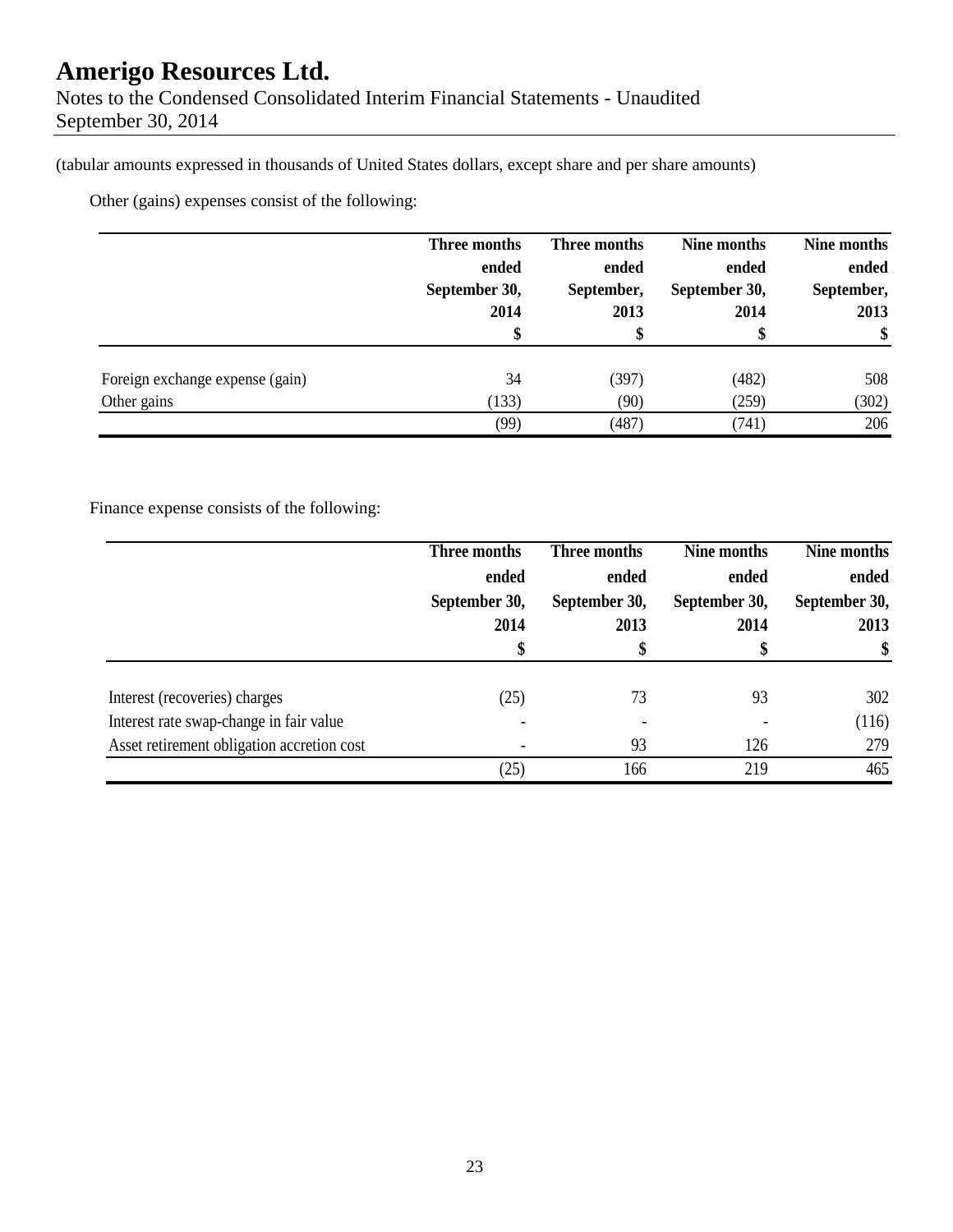(tabular amounts expressed in thousands of United States dollars, except share and per share amounts)

Other (gains) expenses consist of the following:

| | Three months ended September 30, 2014 $ | Three months ended September, 2013 $ | Nine months ended September 30, 2014 $ | Nine months ended September, 2013 $ |
|---|---|---|---|---|
| Foreign exchange expense (gain) | 34 | (397) | (482) | 508 |
| Other gains | (133) | (90) | (259) | (302) |
| | (99) | (487) | (741) | 206 |

Finance expense consists of the following:

| | Three months ended September 30, 2014 $ | Three months ended September 30, 2013 $ | Nine months ended September 30, 2014 $ | Nine months ended September 30, 2013 $ |
|---|---|---|---|---|
| Interest (recoveries) charges | (25) | 73 | 93 | 302 |
| Interest rate swap-change in fair value | - | - | - | (116) |
| Asset retirement obligation accretion cost | - | 93 | 126 | 279 |
| | (25) | 166 | 219 | 465 |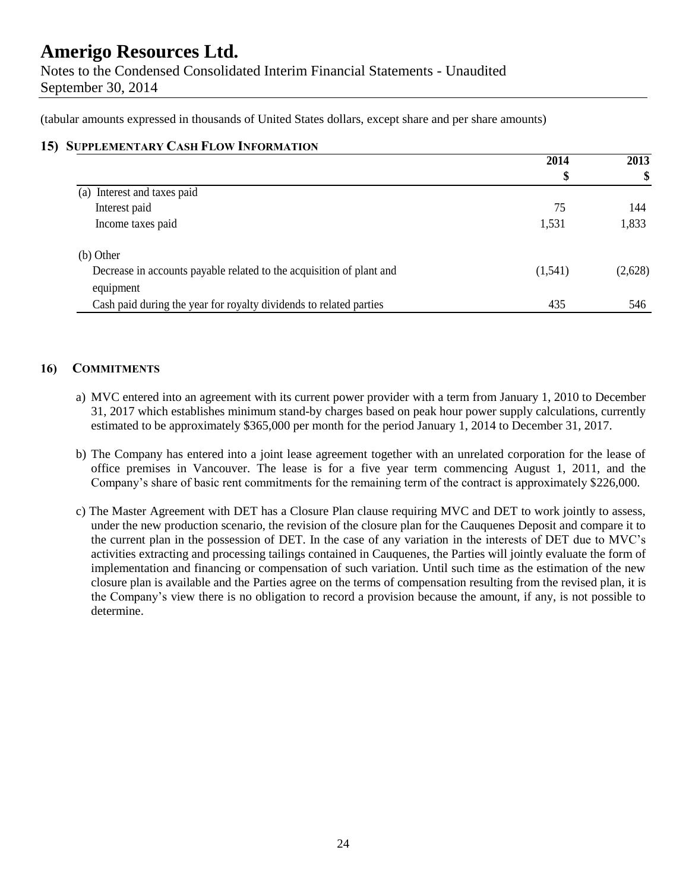# Amerigo Resources Ltd.

Notes to the Condensed Consolidated Interim Financial Statements - Unaudited
September 30, 2014

(tabular amounts expressed in thousands of United States dollars, except share and per share amounts)

## 15) Supplementary Cash Flow Information

| | 2014 | 2013 |
|---|---|---|
| | \$ | \$ |
| (a) Interest and taxes paid | | |
| Interest paid | 75 | 144 |
| Income taxes paid | 1,531 | 1,833 |
| (b) Other | | |
| Decrease in accounts payable related to the acquisition of plant and equipment | (1,541) | (2,628) |
| Cash paid during the year for royalty dividends to related parties | 435 | 546 |

## 16) Commitments

a) MVC entered into an agreement with its current power provider with a term from January 1, 2010 to December 31, 2017 which establishes minimum stand-by charges based on peak hour power supply calculations, currently estimated to be approximately $365,000 per month for the period January 1, 2014 to December 31, 2017.

b) The Company has entered into a joint lease agreement together with an unrelated corporation for the lease of office premises in Vancouver. The lease is for a five year term commencing August 1, 2011, and the Company's share of basic rent commitments for the remaining term of the contract is approximately $226,000.

c) The Master Agreement with DET has a Closure Plan clause requiring MVC and DET to work jointly to assess, under the new production scenario, the revision of the closure plan for the Cauquenes Deposit and compare it to the current plan in the possession of DET. In the case of any variation in the interests of DET due to MVC's activities extracting and processing tailings contained in Cauquenes, the Parties will jointly evaluate the form of implementation and financing or compensation of such variation. Until such time as the estimation of the new closure plan is available and the Parties agree on the terms of compensation resulting from the revised plan, it is the Company's view there is no obligation to record a provision because the amount, if any, is not possible to determine.